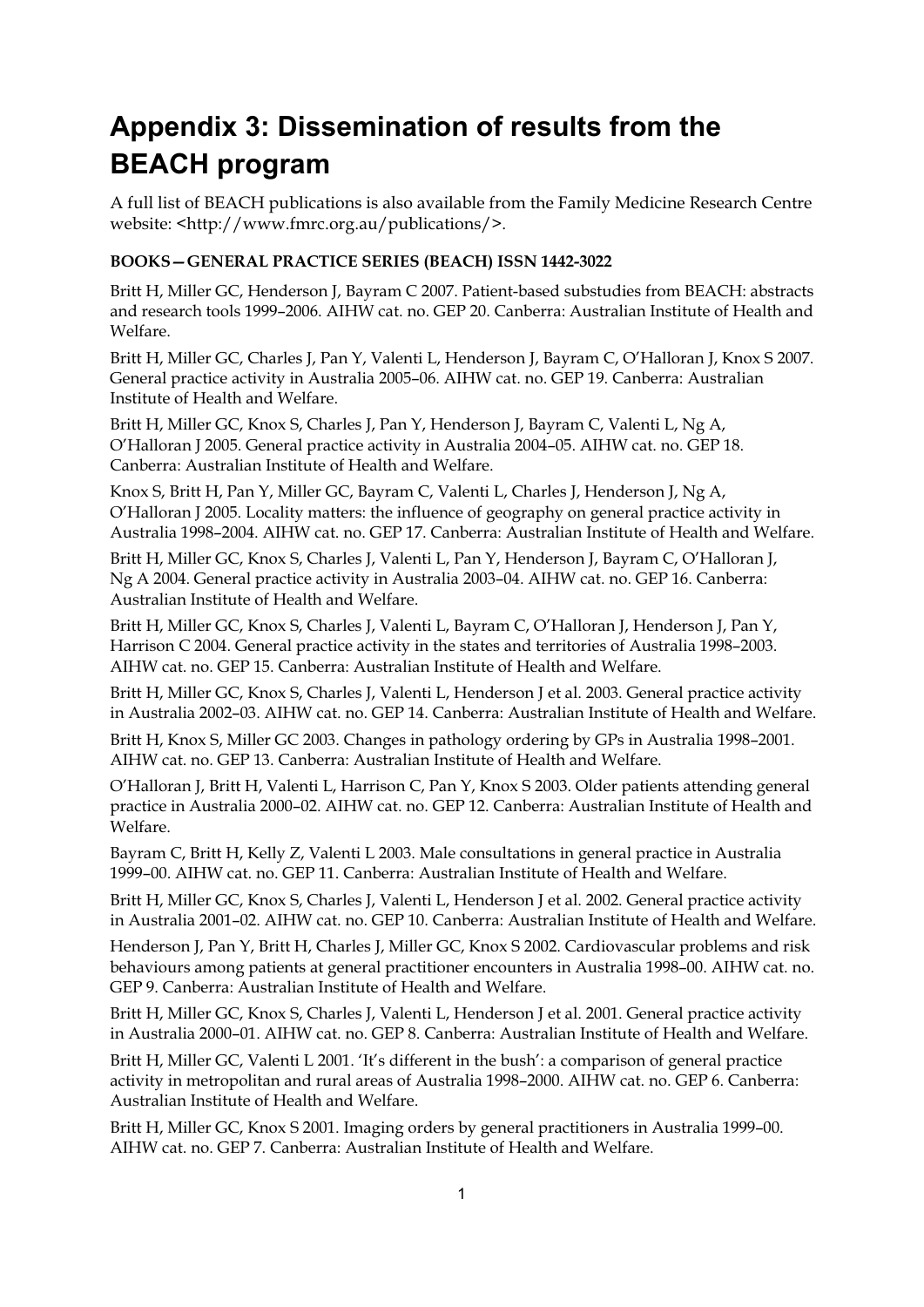# Appendix 3: Dissemination of results from the BEACH program

A full list of BEACH publications is also available from the Family Medicine Research Centre website: <http://www.fmrc.org.au/publications/>.

**BOOKS—GENERAL PRACTICE SERIES (BEACH) ISSN 1442-3022**

Britt H, Miller GC, Henderson J, Bayram C 2007. Patient-based substudies from BEACH: abstracts and research tools 1999–2006. AIHW cat. no. GEP 20. Canberra: Australian Institute of Health and Welfare.

Britt H, Miller GC, Charles J, Pan Y, Valenti L, Henderson J, Bayram C, O'Halloran J, Knox S 2007. General practice activity in Australia 2005–06. AIHW cat. no. GEP 19. Canberra: Australian Institute of Health and Welfare.

Britt H, Miller GC, Knox S, Charles J, Pan Y, Henderson J, Bayram C, Valenti L, Ng A, O'Halloran J 2005. General practice activity in Australia 2004–05. AIHW cat. no. GEP 18. Canberra: Australian Institute of Health and Welfare.

Knox S, Britt H, Pan Y, Miller GC, Bayram C, Valenti L, Charles J, Henderson J, Ng A, O'Halloran J 2005. Locality matters: the influence of geography on general practice activity in Australia 1998–2004. AIHW cat. no. GEP 17. Canberra: Australian Institute of Health and Welfare.

Britt H, Miller GC, Knox S, Charles J, Valenti L, Pan Y, Henderson J, Bayram C, O'Halloran J, Ng A 2004. General practice activity in Australia 2003–04. AIHW cat. no. GEP 16. Canberra: Australian Institute of Health and Welfare.

Britt H, Miller GC, Knox S, Charles J, Valenti L, Bayram C, O'Halloran J, Henderson J, Pan Y, Harrison C 2004. General practice activity in the states and territories of Australia 1998–2003. AIHW cat. no. GEP 15. Canberra: Australian Institute of Health and Welfare.

Britt H, Miller GC, Knox S, Charles J, Valenti L, Henderson J et al. 2003. General practice activity in Australia 2002–03. AIHW cat. no. GEP 14. Canberra: Australian Institute of Health and Welfare.

Britt H, Knox S, Miller GC 2003. Changes in pathology ordering by GPs in Australia 1998–2001. AIHW cat. no. GEP 13. Canberra: Australian Institute of Health and Welfare.

O'Halloran J, Britt H, Valenti L, Harrison C, Pan Y, Knox S 2003. Older patients attending general practice in Australia 2000–02. AIHW cat. no. GEP 12. Canberra: Australian Institute of Health and Welfare.

Bayram C, Britt H, Kelly Z, Valenti L 2003. Male consultations in general practice in Australia 1999–00. AIHW cat. no. GEP 11. Canberra: Australian Institute of Health and Welfare.

Britt H, Miller GC, Knox S, Charles J, Valenti L, Henderson J et al. 2002. General practice activity in Australia 2001–02. AIHW cat. no. GEP 10. Canberra: Australian Institute of Health and Welfare.

Henderson J, Pan Y, Britt H, Charles J, Miller GC, Knox S 2002. Cardiovascular problems and risk behaviours among patients at general practitioner encounters in Australia 1998–00. AIHW cat. no. GEP 9. Canberra: Australian Institute of Health and Welfare.

Britt H, Miller GC, Knox S, Charles J, Valenti L, Henderson J et al. 2001. General practice activity in Australia 2000–01. AIHW cat. no. GEP 8. Canberra: Australian Institute of Health and Welfare.

Britt H, Miller GC, Valenti L 2001. 'It's different in the bush': a comparison of general practice activity in metropolitan and rural areas of Australia 1998–2000. AIHW cat. no. GEP 6. Canberra: Australian Institute of Health and Welfare.

Britt H, Miller GC, Knox S 2001. Imaging orders by general practitioners in Australia 1999–00. AIHW cat. no. GEP 7. Canberra: Australian Institute of Health and Welfare.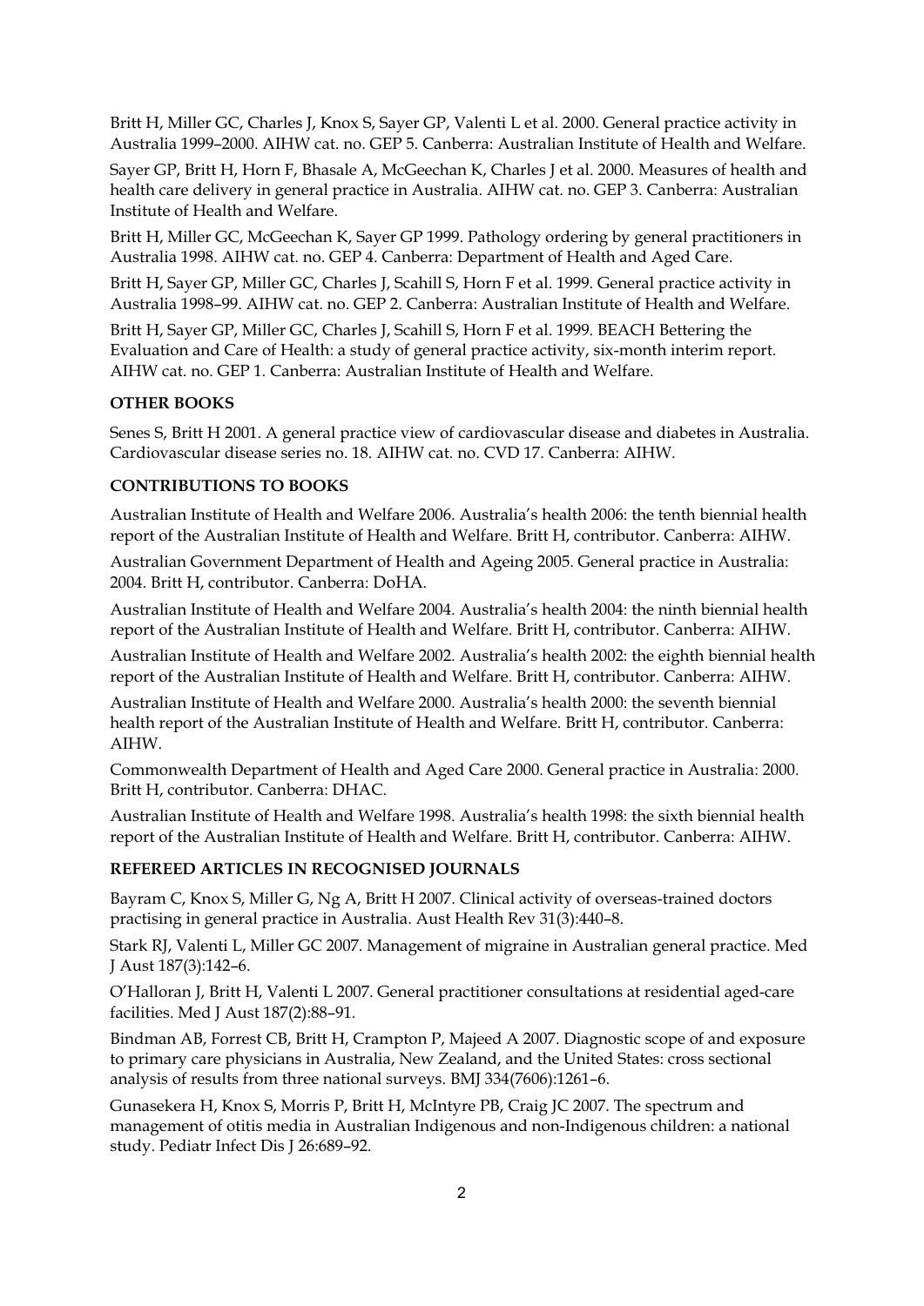Britt H, Miller GC, Charles J, Knox S, Sayer GP, Valenti L et al. 2000. General practice activity in Australia 1999–2000. AIHW cat. no. GEP 5. Canberra: Australian Institute of Health and Welfare.

Sayer GP, Britt H, Horn F, Bhasale A, McGeechan K, Charles J et al. 2000. Measures of health and health care delivery in general practice in Australia. AIHW cat. no. GEP 3. Canberra: Australian Institute of Health and Welfare.

Britt H, Miller GC, McGeechan K, Sayer GP 1999. Pathology ordering by general practitioners in Australia 1998. AIHW cat. no. GEP 4. Canberra: Department of Health and Aged Care.

Britt H, Sayer GP, Miller GC, Charles J, Scahill S, Horn F et al. 1999. General practice activity in Australia 1998–99. AIHW cat. no. GEP 2. Canberra: Australian Institute of Health and Welfare.

Britt H, Sayer GP, Miller GC, Charles J, Scahill S, Horn F et al. 1999. BEACH Bettering the Evaluation and Care of Health: a study of general practice activity, six-month interim report. AIHW cat. no. GEP 1. Canberra: Australian Institute of Health and Welfare.

**OTHER BOOKS**

Senes S, Britt H 2001. A general practice view of cardiovascular disease and diabetes in Australia. Cardiovascular disease series no. 18. AIHW cat. no. CVD 17. Canberra: AIHW.

**CONTRIBUTIONS TO BOOKS**

Australian Institute of Health and Welfare 2006. Australia's health 2006: the tenth biennial health report of the Australian Institute of Health and Welfare. Britt H, contributor. Canberra: AIHW.

Australian Government Department of Health and Ageing 2005. General practice in Australia: 2004. Britt H, contributor. Canberra: DoHA.

Australian Institute of Health and Welfare 2004. Australia's health 2004: the ninth biennial health report of the Australian Institute of Health and Welfare. Britt H, contributor. Canberra: AIHW.

Australian Institute of Health and Welfare 2002. Australia's health 2002: the eighth biennial health report of the Australian Institute of Health and Welfare. Britt H, contributor. Canberra: AIHW.

Australian Institute of Health and Welfare 2000. Australia's health 2000: the seventh biennial health report of the Australian Institute of Health and Welfare. Britt H, contributor. Canberra: AIHW.

Commonwealth Department of Health and Aged Care 2000. General practice in Australia: 2000. Britt H, contributor. Canberra: DHAC.

Australian Institute of Health and Welfare 1998. Australia's health 1998: the sixth biennial health report of the Australian Institute of Health and Welfare. Britt H, contributor. Canberra: AIHW.

**REFEREED ARTICLES IN RECOGNISED JOURNALS**

Bayram C, Knox S, Miller G, Ng A, Britt H 2007. Clinical activity of overseas-trained doctors practising in general practice in Australia. Aust Health Rev 31(3):440–8.

Stark RJ, Valenti L, Miller GC 2007. Management of migraine in Australian general practice. Med J Aust 187(3):142–6.

O'Halloran J, Britt H, Valenti L 2007. General practitioner consultations at residential aged-care facilities. Med J Aust 187(2):88–91.

Bindman AB, Forrest CB, Britt H, Crampton P, Majeed A 2007. Diagnostic scope of and exposure to primary care physicians in Australia, New Zealand, and the United States: cross sectional analysis of results from three national surveys. BMJ 334(7606):1261–6.

Gunasekera H, Knox S, Morris P, Britt H, McIntyre PB, Craig JC 2007. The spectrum and management of otitis media in Australian Indigenous and non-Indigenous children: a national study. Pediatr Infect Dis J 26:689–92.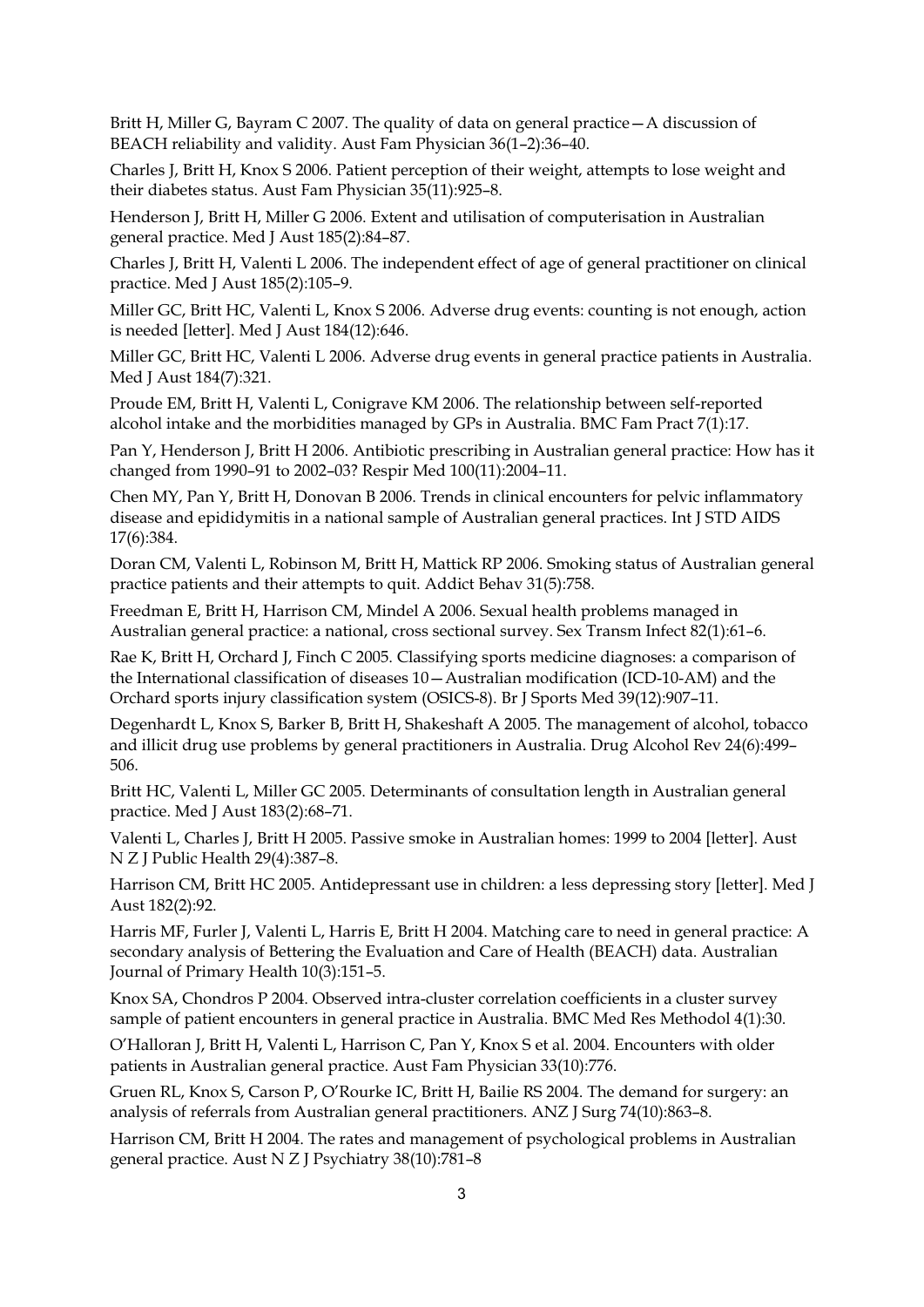Britt H, Miller G, Bayram C 2007. The quality of data on general practice—A discussion of BEACH reliability and validity. Aust Fam Physician 36(1–2):36–40.

Charles J, Britt H, Knox S 2006. Patient perception of their weight, attempts to lose weight and their diabetes status. Aust Fam Physician 35(11):925–8.

Henderson J, Britt H, Miller G 2006. Extent and utilisation of computerisation in Australian general practice. Med J Aust 185(2):84–87.

Charles J, Britt H, Valenti L 2006. The independent effect of age of general practitioner on clinical practice. Med J Aust 185(2):105–9.

Miller GC, Britt HC, Valenti L, Knox S 2006. Adverse drug events: counting is not enough, action is needed [letter]. Med J Aust 184(12):646.

Miller GC, Britt HC, Valenti L 2006. Adverse drug events in general practice patients in Australia. Med J Aust 184(7):321.

Proude EM, Britt H, Valenti L, Conigrave KM 2006. The relationship between self-reported alcohol intake and the morbidities managed by GPs in Australia. BMC Fam Pract 7(1):17.

Pan Y, Henderson J, Britt H 2006. Antibiotic prescribing in Australian general practice: How has it changed from 1990–91 to 2002–03? Respir Med 100(11):2004–11.

Chen MY, Pan Y, Britt H, Donovan B 2006. Trends in clinical encounters for pelvic inflammatory disease and epididymitis in a national sample of Australian general practices. Int J STD AIDS 17(6):384.

Doran CM, Valenti L, Robinson M, Britt H, Mattick RP 2006. Smoking status of Australian general practice patients and their attempts to quit. Addict Behav 31(5):758.

Freedman E, Britt H, Harrison CM, Mindel A 2006. Sexual health problems managed in Australian general practice: a national, cross sectional survey. Sex Transm Infect 82(1):61–6.

Rae K, Britt H, Orchard J, Finch C 2005. Classifying sports medicine diagnoses: a comparison of the International classification of diseases 10—Australian modification (ICD-10-AM) and the Orchard sports injury classification system (OSICS-8). Br J Sports Med 39(12):907–11.

Degenhardt L, Knox S, Barker B, Britt H, Shakeshaft A 2005. The management of alcohol, tobacco and illicit drug use problems by general practitioners in Australia. Drug Alcohol Rev 24(6):499–506.

Britt HC, Valenti L, Miller GC 2005. Determinants of consultation length in Australian general practice. Med J Aust 183(2):68–71.

Valenti L, Charles J, Britt H 2005. Passive smoke in Australian homes: 1999 to 2004 [letter]. Aust N Z J Public Health 29(4):387–8.

Harrison CM, Britt HC 2005. Antidepressant use in children: a less depressing story [letter]. Med J Aust 182(2):92.

Harris MF, Furler J, Valenti L, Harris E, Britt H 2004. Matching care to need in general practice: A secondary analysis of Bettering the Evaluation and Care of Health (BEACH) data. Australian Journal of Primary Health 10(3):151–5.

Knox SA, Chondros P 2004. Observed intra-cluster correlation coefficients in a cluster survey sample of patient encounters in general practice in Australia. BMC Med Res Methodol 4(1):30.

O'Halloran J, Britt H, Valenti L, Harrison C, Pan Y, Knox S et al. 2004. Encounters with older patients in Australian general practice. Aust Fam Physician 33(10):776.

Gruen RL, Knox S, Carson P, O'Rourke IC, Britt H, Bailie RS 2004. The demand for surgery: an analysis of referrals from Australian general practitioners. ANZ J Surg 74(10):863–8.

Harrison CM, Britt H 2004. The rates and management of psychological problems in Australian general practice. Aust N Z J Psychiatry 38(10):781–8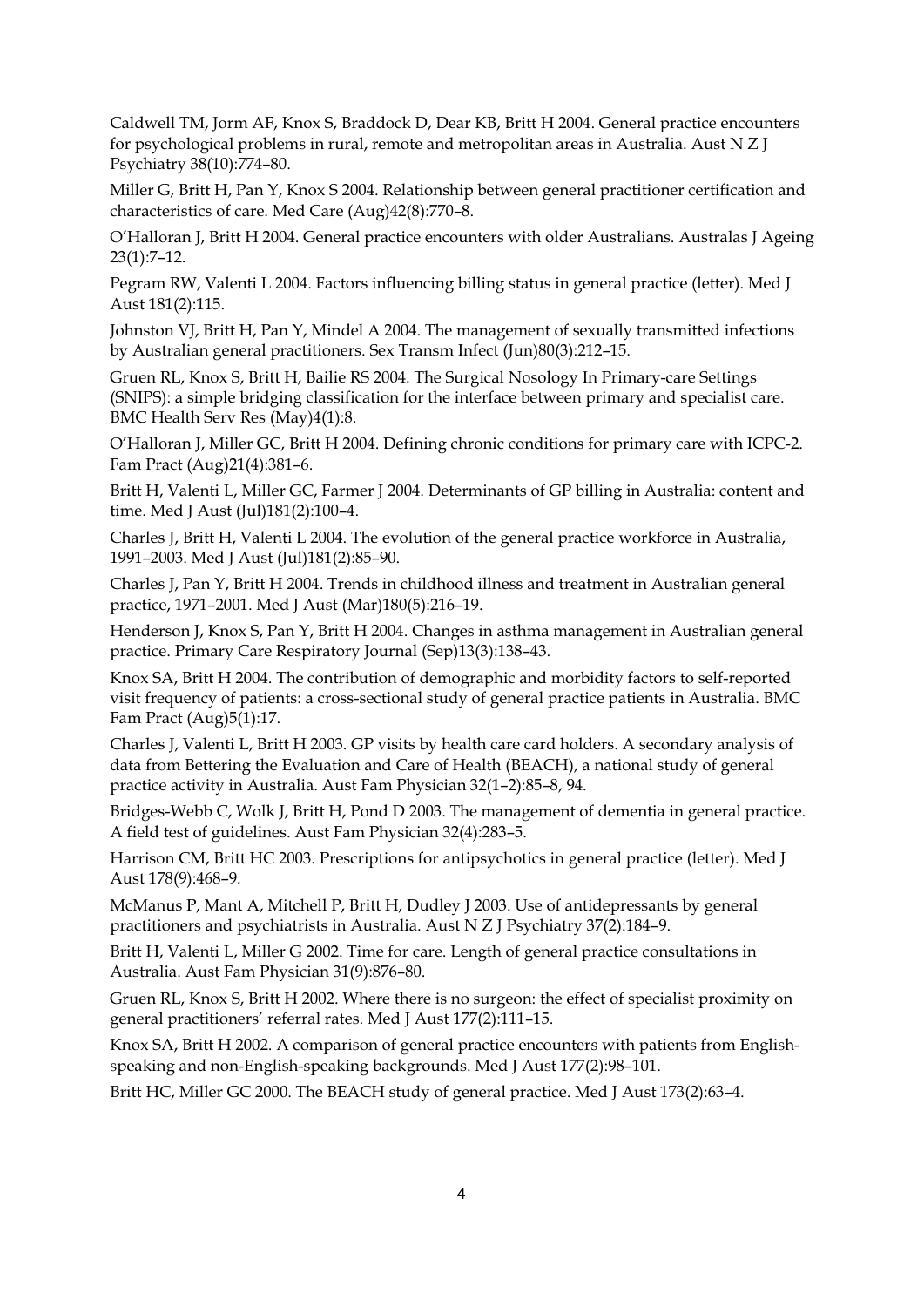Caldwell TM, Jorm AF, Knox S, Braddock D, Dear KB, Britt H 2004. General practice encounters for psychological problems in rural, remote and metropolitan areas in Australia. Aust N Z J Psychiatry 38(10):774–80.

Miller G, Britt H, Pan Y, Knox S 2004. Relationship between general practitioner certification and characteristics of care. Med Care (Aug)42(8):770–8.

O'Halloran J, Britt H 2004. General practice encounters with older Australians. Australas J Ageing 23(1):7–12.

Pegram RW, Valenti L 2004. Factors influencing billing status in general practice (letter). Med J Aust 181(2):115.

Johnston VJ, Britt H, Pan Y, Mindel A 2004. The management of sexually transmitted infections by Australian general practitioners. Sex Transm Infect (Jun)80(3):212–15.

Gruen RL, Knox S, Britt H, Bailie RS 2004. The Surgical Nosology In Primary-care Settings (SNIPS): a simple bridging classification for the interface between primary and specialist care. BMC Health Serv Res (May)4(1):8.

O'Halloran J, Miller GC, Britt H 2004. Defining chronic conditions for primary care with ICPC-2. Fam Pract (Aug)21(4):381–6.

Britt H, Valenti L, Miller GC, Farmer J 2004. Determinants of GP billing in Australia: content and time. Med J Aust (Jul)181(2):100–4.

Charles J, Britt H, Valenti L 2004. The evolution of the general practice workforce in Australia, 1991–2003. Med J Aust (Jul)181(2):85–90.

Charles J, Pan Y, Britt H 2004. Trends in childhood illness and treatment in Australian general practice, 1971–2001. Med J Aust (Mar)180(5):216–19.

Henderson J, Knox S, Pan Y, Britt H 2004. Changes in asthma management in Australian general practice. Primary Care Respiratory Journal (Sep)13(3):138–43.

Knox SA, Britt H 2004. The contribution of demographic and morbidity factors to self-reported visit frequency of patients: a cross-sectional study of general practice patients in Australia. BMC Fam Pract (Aug)5(1):17.

Charles J, Valenti L, Britt H 2003. GP visits by health care card holders. A secondary analysis of data from Bettering the Evaluation and Care of Health (BEACH), a national study of general practice activity in Australia. Aust Fam Physician 32(1–2):85–8, 94.

Bridges-Webb C, Wolk J, Britt H, Pond D 2003. The management of dementia in general practice. A field test of guidelines. Aust Fam Physician 32(4):283–5.

Harrison CM, Britt HC 2003. Prescriptions for antipsychotics in general practice (letter). Med J Aust 178(9):468–9.

McManus P, Mant A, Mitchell P, Britt H, Dudley J 2003. Use of antidepressants by general practitioners and psychiatrists in Australia. Aust N Z J Psychiatry 37(2):184–9.

Britt H, Valenti L, Miller G 2002. Time for care. Length of general practice consultations in Australia. Aust Fam Physician 31(9):876–80.

Gruen RL, Knox S, Britt H 2002. Where there is no surgeon: the effect of specialist proximity on general practitioners' referral rates. Med J Aust 177(2):111–15.

Knox SA, Britt H 2002. A comparison of general practice encounters with patients from English-speaking and non-English-speaking backgrounds. Med J Aust 177(2):98–101.

Britt HC, Miller GC 2000. The BEACH study of general practice. Med J Aust 173(2):63–4.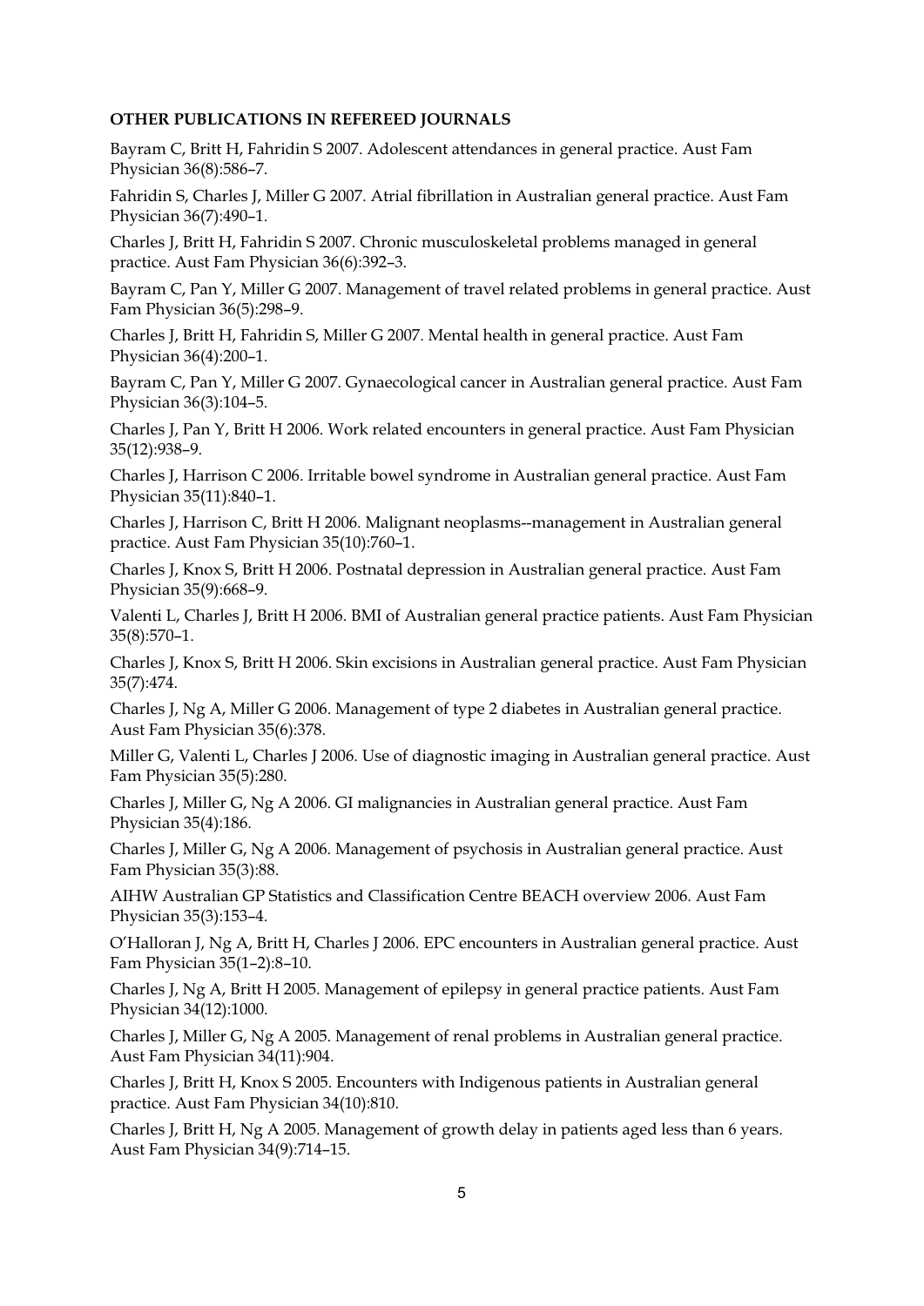**OTHER PUBLICATIONS IN REFEREED JOURNALS**

Bayram C, Britt H, Fahridin S 2007. Adolescent attendances in general practice. Aust Fam Physician 36(8):586–7.

Fahridin S, Charles J, Miller G 2007. Atrial fibrillation in Australian general practice. Aust Fam Physician 36(7):490–1.

Charles J, Britt H, Fahridin S 2007. Chronic musculoskeletal problems managed in general practice. Aust Fam Physician 36(6):392–3.

Bayram C, Pan Y, Miller G 2007. Management of travel related problems in general practice. Aust Fam Physician 36(5):298–9.

Charles J, Britt H, Fahridin S, Miller G 2007. Mental health in general practice. Aust Fam Physician 36(4):200–1.

Bayram C, Pan Y, Miller G 2007. Gynaecological cancer in Australian general practice. Aust Fam Physician 36(3):104–5.

Charles J, Pan Y, Britt H 2006. Work related encounters in general practice. Aust Fam Physician 35(12):938–9.

Charles J, Harrison C 2006. Irritable bowel syndrome in Australian general practice. Aust Fam Physician 35(11):840–1.

Charles J, Harrison C, Britt H 2006. Malignant neoplasms--management in Australian general practice. Aust Fam Physician 35(10):760–1.

Charles J, Knox S, Britt H 2006. Postnatal depression in Australian general practice. Aust Fam Physician 35(9):668–9.

Valenti L, Charles J, Britt H 2006. BMI of Australian general practice patients. Aust Fam Physician 35(8):570–1.

Charles J, Knox S, Britt H 2006. Skin excisions in Australian general practice. Aust Fam Physician 35(7):474.

Charles J, Ng A, Miller G 2006. Management of type 2 diabetes in Australian general practice. Aust Fam Physician 35(6):378.

Miller G, Valenti L, Charles J 2006. Use of diagnostic imaging in Australian general practice. Aust Fam Physician 35(5):280.

Charles J, Miller G, Ng A 2006. GI malignancies in Australian general practice. Aust Fam Physician 35(4):186.

Charles J, Miller G, Ng A 2006. Management of psychosis in Australian general practice. Aust Fam Physician 35(3):88.

AIHW Australian GP Statistics and Classification Centre BEACH overview 2006. Aust Fam Physician 35(3):153–4.

O'Halloran J, Ng A, Britt H, Charles J 2006. EPC encounters in Australian general practice. Aust Fam Physician 35(1–2):8–10.

Charles J, Ng A, Britt H 2005. Management of epilepsy in general practice patients. Aust Fam Physician 34(12):1000.

Charles J, Miller G, Ng A 2005. Management of renal problems in Australian general practice. Aust Fam Physician 34(11):904.

Charles J, Britt H, Knox S 2005. Encounters with Indigenous patients in Australian general practice. Aust Fam Physician 34(10):810.

Charles J, Britt H, Ng A 2005. Management of growth delay in patients aged less than 6 years. Aust Fam Physician 34(9):714–15.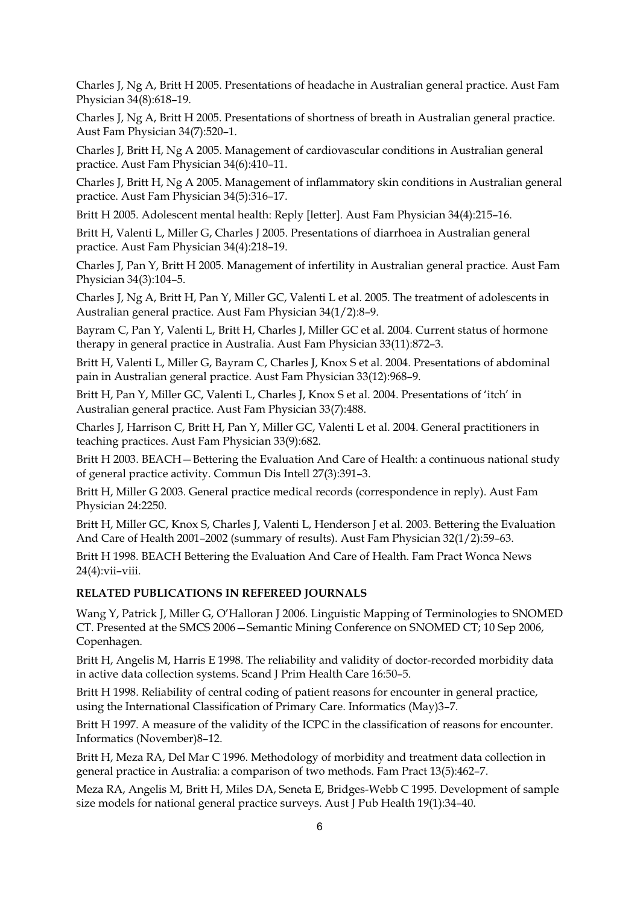Charles J, Ng A, Britt H 2005. Presentations of headache in Australian general practice. Aust Fam Physician 34(8):618–19.

Charles J, Ng A, Britt H 2005. Presentations of shortness of breath in Australian general practice. Aust Fam Physician 34(7):520–1.

Charles J, Britt H, Ng A 2005. Management of cardiovascular conditions in Australian general practice. Aust Fam Physician 34(6):410–11.

Charles J, Britt H, Ng A 2005. Management of inflammatory skin conditions in Australian general practice. Aust Fam Physician 34(5):316–17.

Britt H 2005. Adolescent mental health: Reply [letter]. Aust Fam Physician 34(4):215–16.

Britt H, Valenti L, Miller G, Charles J 2005. Presentations of diarrhoea in Australian general practice. Aust Fam Physician 34(4):218–19.

Charles J, Pan Y, Britt H 2005. Management of infertility in Australian general practice. Aust Fam Physician 34(3):104–5.

Charles J, Ng A, Britt H, Pan Y, Miller GC, Valenti L et al. 2005. The treatment of adolescents in Australian general practice. Aust Fam Physician 34(1/2):8–9.

Bayram C, Pan Y, Valenti L, Britt H, Charles J, Miller GC et al. 2004. Current status of hormone therapy in general practice in Australia. Aust Fam Physician 33(11):872–3.

Britt H, Valenti L, Miller G, Bayram C, Charles J, Knox S et al. 2004. Presentations of abdominal pain in Australian general practice. Aust Fam Physician 33(12):968–9.

Britt H, Pan Y, Miller GC, Valenti L, Charles J, Knox S et al. 2004. Presentations of 'itch' in Australian general practice. Aust Fam Physician 33(7):488.

Charles J, Harrison C, Britt H, Pan Y, Miller GC, Valenti L et al. 2004. General practitioners in teaching practices. Aust Fam Physician 33(9):682.

Britt H 2003. BEACH—Bettering the Evaluation And Care of Health: a continuous national study of general practice activity. Commun Dis Intell 27(3):391–3.

Britt H, Miller G 2003. General practice medical records (correspondence in reply). Aust Fam Physician 24:2250.

Britt H, Miller GC, Knox S, Charles J, Valenti L, Henderson J et al. 2003. Bettering the Evaluation And Care of Health 2001–2002 (summary of results). Aust Fam Physician 32(1/2):59–63.

Britt H 1998. BEACH Bettering the Evaluation And Care of Health. Fam Pract Wonca News 24(4):vii–viii.

**RELATED PUBLICATIONS IN REFEREED JOURNALS**

Wang Y, Patrick J, Miller G, O'Halloran J 2006. Linguistic Mapping of Terminologies to SNOMED CT. Presented at the SMCS 2006—Semantic Mining Conference on SNOMED CT; 10 Sep 2006, Copenhagen.

Britt H, Angelis M, Harris E 1998. The reliability and validity of doctor-recorded morbidity data in active data collection systems. Scand J Prim Health Care 16:50–5.

Britt H 1998. Reliability of central coding of patient reasons for encounter in general practice, using the International Classification of Primary Care. Informatics (May)3–7.

Britt H 1997. A measure of the validity of the ICPC in the classification of reasons for encounter. Informatics (November)8–12.

Britt H, Meza RA, Del Mar C 1996. Methodology of morbidity and treatment data collection in general practice in Australia: a comparison of two methods. Fam Pract 13(5):462–7.

Meza RA, Angelis M, Britt H, Miles DA, Seneta E, Bridges-Webb C 1995. Development of sample size models for national general practice surveys. Aust J Pub Health 19(1):34–40.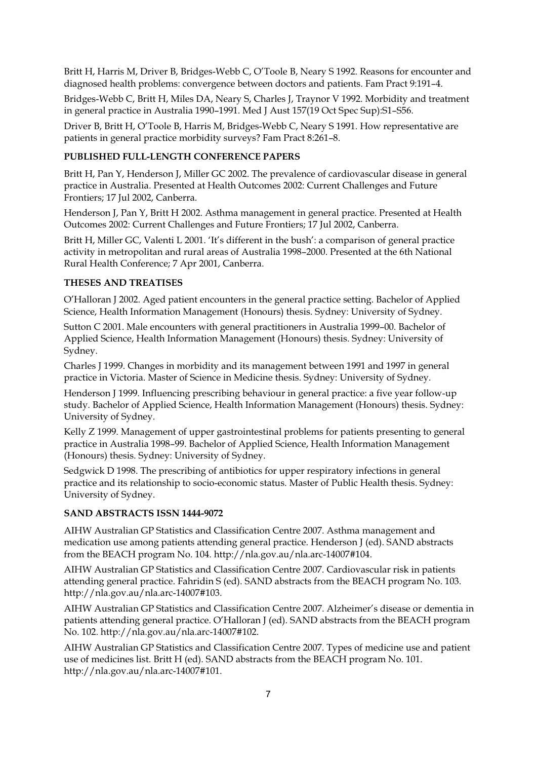Britt H, Harris M, Driver B, Bridges-Webb C, O'Toole B, Neary S 1992. Reasons for encounter and diagnosed health problems: convergence between doctors and patients. Fam Pract 9:191–4.

Bridges-Webb C, Britt H, Miles DA, Neary S, Charles J, Traynor V 1992. Morbidity and treatment in general practice in Australia 1990–1991. Med J Aust 157(19 Oct Spec Sup):S1–S56.

Driver B, Britt H, O'Toole B, Harris M, Bridges-Webb C, Neary S 1991. How representative are patients in general practice morbidity surveys? Fam Pract 8:261–8.

**PUBLISHED FULL-LENGTH CONFERENCE PAPERS**

Britt H, Pan Y, Henderson J, Miller GC 2002. The prevalence of cardiovascular disease in general practice in Australia. Presented at Health Outcomes 2002: Current Challenges and Future Frontiers; 17 Jul 2002, Canberra.

Henderson J, Pan Y, Britt H 2002. Asthma management in general practice. Presented at Health Outcomes 2002: Current Challenges and Future Frontiers; 17 Jul 2002, Canberra.

Britt H, Miller GC, Valenti L 2001. 'It's different in the bush': a comparison of general practice activity in metropolitan and rural areas of Australia 1998–2000. Presented at the 6th National Rural Health Conference; 7 Apr 2001, Canberra.

**THESES AND TREATISES**

O'Halloran J 2002. Aged patient encounters in the general practice setting. Bachelor of Applied Science, Health Information Management (Honours) thesis. Sydney: University of Sydney.

Sutton C 2001. Male encounters with general practitioners in Australia 1999–00. Bachelor of Applied Science, Health Information Management (Honours) thesis. Sydney: University of Sydney.

Charles J 1999. Changes in morbidity and its management between 1991 and 1997 in general practice in Victoria. Master of Science in Medicine thesis. Sydney: University of Sydney.

Henderson J 1999. Influencing prescribing behaviour in general practice: a five year follow-up study. Bachelor of Applied Science, Health Information Management (Honours) thesis. Sydney: University of Sydney.

Kelly Z 1999. Management of upper gastrointestinal problems for patients presenting to general practice in Australia 1998–99. Bachelor of Applied Science, Health Information Management (Honours) thesis. Sydney: University of Sydney.

Sedgwick D 1998. The prescribing of antibiotics for upper respiratory infections in general practice and its relationship to socio-economic status. Master of Public Health thesis. Sydney: University of Sydney.

**SAND ABSTRACTS ISSN 1444-9072**

AIHW Australian GP Statistics and Classification Centre 2007. Asthma management and medication use among patients attending general practice. Henderson J (ed). SAND abstracts from the BEACH program No. 104. http://nla.gov.au/nla.arc-14007#104.

AIHW Australian GP Statistics and Classification Centre 2007. Cardiovascular risk in patients attending general practice. Fahridin S (ed). SAND abstracts from the BEACH program No. 103. http://nla.gov.au/nla.arc-14007#103.

AIHW Australian GP Statistics and Classification Centre 2007. Alzheimer's disease or dementia in patients attending general practice. O'Halloran J (ed). SAND abstracts from the BEACH program No. 102. http://nla.gov.au/nla.arc-14007#102.

AIHW Australian GP Statistics and Classification Centre 2007. Types of medicine use and patient use of medicines list. Britt H (ed). SAND abstracts from the BEACH program No. 101. http://nla.gov.au/nla.arc-14007#101.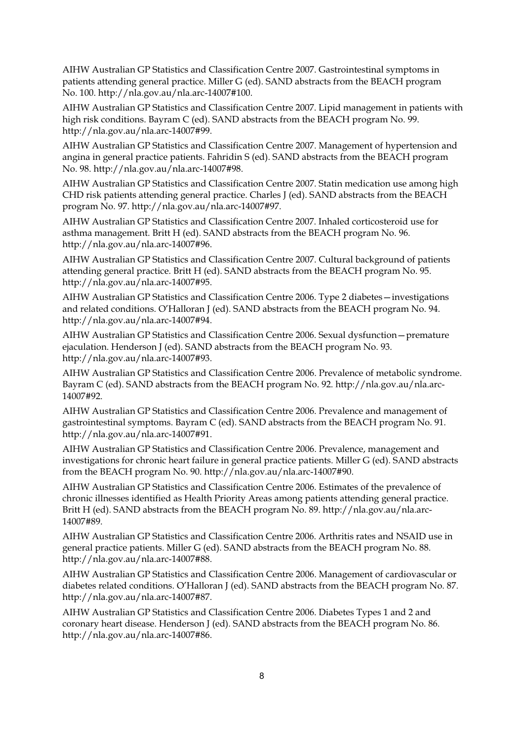AIHW Australian GP Statistics and Classification Centre 2007. Gastrointestinal symptoms in patients attending general practice. Miller G (ed). SAND abstracts from the BEACH program No. 100. http://nla.gov.au/nla.arc-14007#100.

AIHW Australian GP Statistics and Classification Centre 2007. Lipid management in patients with high risk conditions. Bayram C (ed). SAND abstracts from the BEACH program No. 99. http://nla.gov.au/nla.arc-14007#99.

AIHW Australian GP Statistics and Classification Centre 2007. Management of hypertension and angina in general practice patients. Fahridin S (ed). SAND abstracts from the BEACH program No. 98. http://nla.gov.au/nla.arc-14007#98.

AIHW Australian GP Statistics and Classification Centre 2007. Statin medication use among high CHD risk patients attending general practice. Charles J (ed). SAND abstracts from the BEACH program No. 97. http://nla.gov.au/nla.arc-14007#97.

AIHW Australian GP Statistics and Classification Centre 2007. Inhaled corticosteroid use for asthma management. Britt H (ed). SAND abstracts from the BEACH program No. 96. http://nla.gov.au/nla.arc-14007#96.

AIHW Australian GP Statistics and Classification Centre 2007. Cultural background of patients attending general practice. Britt H (ed). SAND abstracts from the BEACH program No. 95. http://nla.gov.au/nla.arc-14007#95.

AIHW Australian GP Statistics and Classification Centre 2006. Type 2 diabetes—investigations and related conditions. O'Halloran J (ed). SAND abstracts from the BEACH program No. 94. http://nla.gov.au/nla.arc-14007#94.

AIHW Australian GP Statistics and Classification Centre 2006. Sexual dysfunction—premature ejaculation. Henderson J (ed). SAND abstracts from the BEACH program No. 93. http://nla.gov.au/nla.arc-14007#93.

AIHW Australian GP Statistics and Classification Centre 2006. Prevalence of metabolic syndrome. Bayram C (ed). SAND abstracts from the BEACH program No. 92. http://nla.gov.au/nla.arc-14007#92.

AIHW Australian GP Statistics and Classification Centre 2006. Prevalence and management of gastrointestinal symptoms. Bayram C (ed). SAND abstracts from the BEACH program No. 91. http://nla.gov.au/nla.arc-14007#91.

AIHW Australian GP Statistics and Classification Centre 2006. Prevalence, management and investigations for chronic heart failure in general practice patients. Miller G (ed). SAND abstracts from the BEACH program No. 90. http://nla.gov.au/nla.arc-14007#90.

AIHW Australian GP Statistics and Classification Centre 2006. Estimates of the prevalence of chronic illnesses identified as Health Priority Areas among patients attending general practice. Britt H (ed). SAND abstracts from the BEACH program No. 89. http://nla.gov.au/nla.arc-14007#89.

AIHW Australian GP Statistics and Classification Centre 2006. Arthritis rates and NSAID use in general practice patients. Miller G (ed). SAND abstracts from the BEACH program No. 88. http://nla.gov.au/nla.arc-14007#88.

AIHW Australian GP Statistics and Classification Centre 2006. Management of cardiovascular or diabetes related conditions. O'Halloran J (ed). SAND abstracts from the BEACH program No. 87. http://nla.gov.au/nla.arc-14007#87.

AIHW Australian GP Statistics and Classification Centre 2006. Diabetes Types 1 and 2 and coronary heart disease. Henderson J (ed). SAND abstracts from the BEACH program No. 86. http://nla.gov.au/nla.arc-14007#86.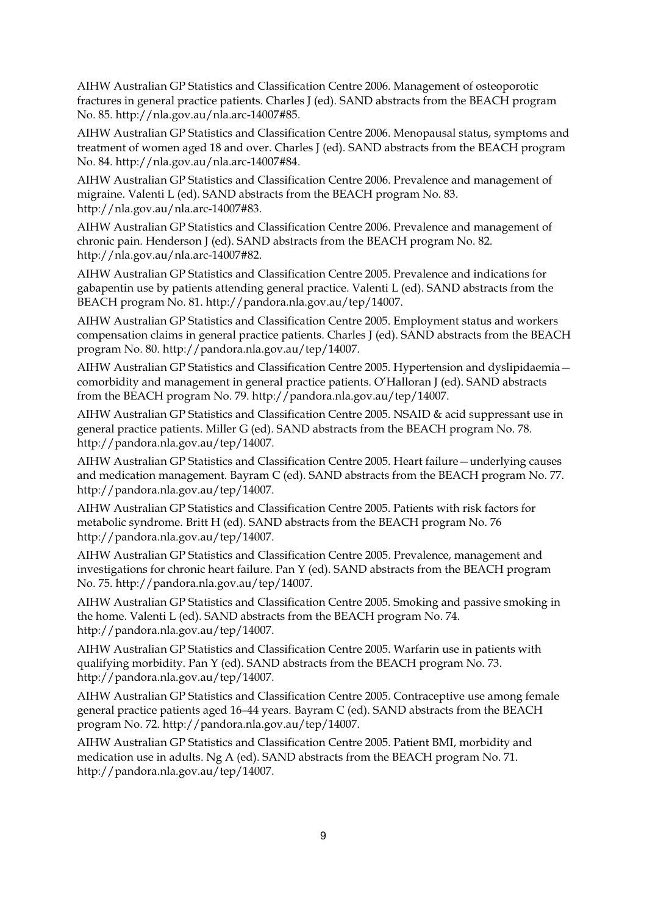AIHW Australian GP Statistics and Classification Centre 2006. Management of osteoporotic fractures in general practice patients. Charles J (ed). SAND abstracts from the BEACH program No. 85. http://nla.gov.au/nla.arc-14007#85.

AIHW Australian GP Statistics and Classification Centre 2006. Menopausal status, symptoms and treatment of women aged 18 and over. Charles J (ed). SAND abstracts from the BEACH program No. 84. http://nla.gov.au/nla.arc-14007#84.

AIHW Australian GP Statistics and Classification Centre 2006. Prevalence and management of migraine. Valenti L (ed). SAND abstracts from the BEACH program No. 83. http://nla.gov.au/nla.arc-14007#83.

AIHW Australian GP Statistics and Classification Centre 2006. Prevalence and management of chronic pain. Henderson J (ed). SAND abstracts from the BEACH program No. 82. http://nla.gov.au/nla.arc-14007#82.

AIHW Australian GP Statistics and Classification Centre 2005. Prevalence and indications for gabapentin use by patients attending general practice. Valenti L (ed). SAND abstracts from the BEACH program No. 81. http://pandora.nla.gov.au/tep/14007.

AIHW Australian GP Statistics and Classification Centre 2005. Employment status and workers compensation claims in general practice patients. Charles J (ed). SAND abstracts from the BEACH program No. 80. http://pandora.nla.gov.au/tep/14007.

AIHW Australian GP Statistics and Classification Centre 2005. Hypertension and dyslipidaemia—comorbidity and management in general practice patients. O'Halloran J (ed). SAND abstracts from the BEACH program No. 79. http://pandora.nla.gov.au/tep/14007.

AIHW Australian GP Statistics and Classification Centre 2005. NSAID & acid suppressant use in general practice patients. Miller G (ed). SAND abstracts from the BEACH program No. 78. http://pandora.nla.gov.au/tep/14007.

AIHW Australian GP Statistics and Classification Centre 2005. Heart failure—underlying causes and medication management. Bayram C (ed). SAND abstracts from the BEACH program No. 77. http://pandora.nla.gov.au/tep/14007.

AIHW Australian GP Statistics and Classification Centre 2005. Patients with risk factors for metabolic syndrome. Britt H (ed). SAND abstracts from the BEACH program No. 76 http://pandora.nla.gov.au/tep/14007.

AIHW Australian GP Statistics and Classification Centre 2005. Prevalence, management and investigations for chronic heart failure. Pan Y (ed). SAND abstracts from the BEACH program No. 75. http://pandora.nla.gov.au/tep/14007.

AIHW Australian GP Statistics and Classification Centre 2005. Smoking and passive smoking in the home. Valenti L (ed). SAND abstracts from the BEACH program No. 74. http://pandora.nla.gov.au/tep/14007.

AIHW Australian GP Statistics and Classification Centre 2005. Warfarin use in patients with qualifying morbidity. Pan Y (ed). SAND abstracts from the BEACH program No. 73. http://pandora.nla.gov.au/tep/14007.

AIHW Australian GP Statistics and Classification Centre 2005. Contraceptive use among female general practice patients aged 16–44 years. Bayram C (ed). SAND abstracts from the BEACH program No. 72. http://pandora.nla.gov.au/tep/14007.

AIHW Australian GP Statistics and Classification Centre 2005. Patient BMI, morbidity and medication use in adults. Ng A (ed). SAND abstracts from the BEACH program No. 71. http://pandora.nla.gov.au/tep/14007.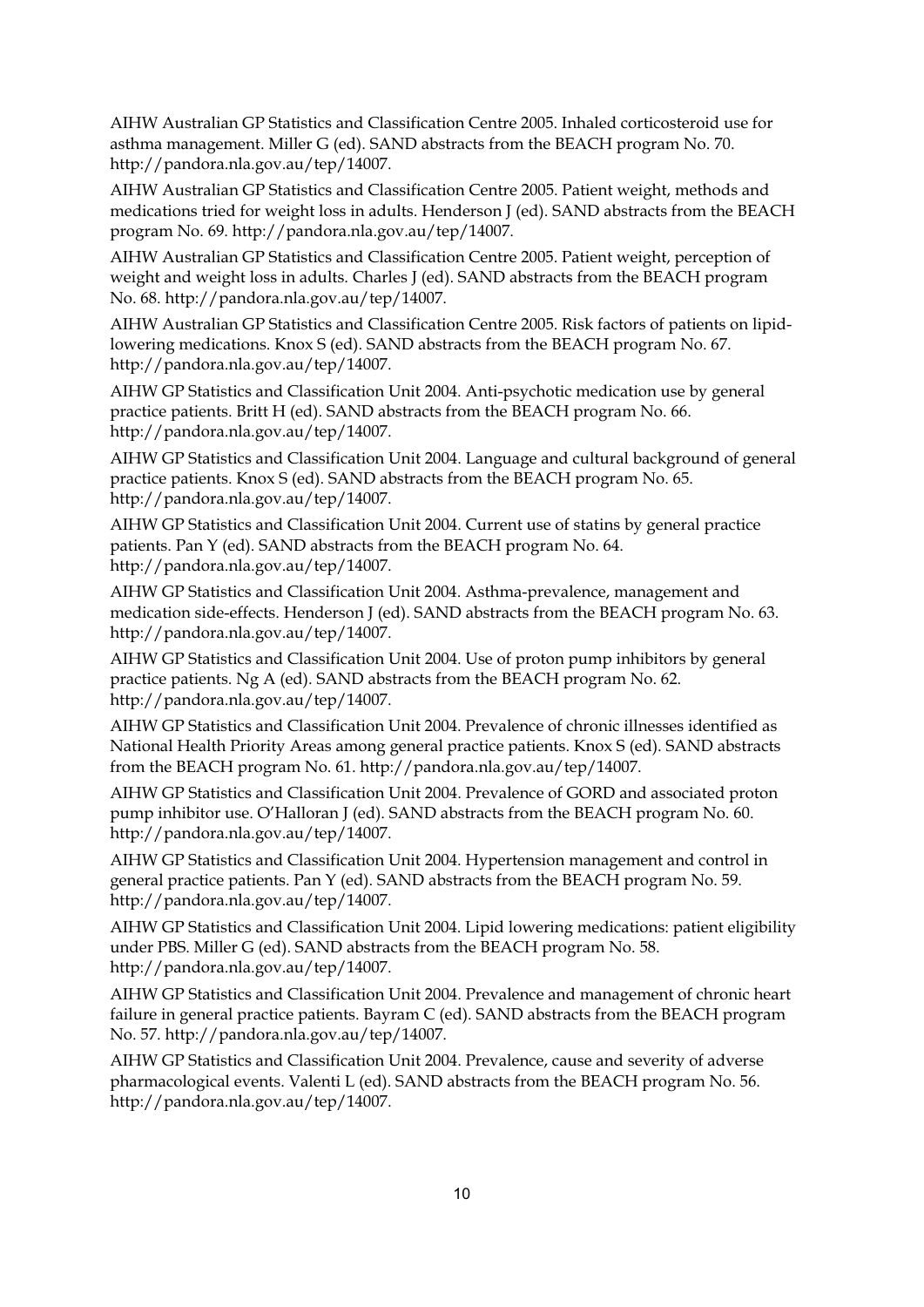AIHW Australian GP Statistics and Classification Centre 2005. Inhaled corticosteroid use for asthma management. Miller G (ed). SAND abstracts from the BEACH program No. 70. http://pandora.nla.gov.au/tep/14007.

AIHW Australian GP Statistics and Classification Centre 2005. Patient weight, methods and medications tried for weight loss in adults. Henderson J (ed). SAND abstracts from the BEACH program No. 69. http://pandora.nla.gov.au/tep/14007.

AIHW Australian GP Statistics and Classification Centre 2005. Patient weight, perception of weight and weight loss in adults. Charles J (ed). SAND abstracts from the BEACH program No. 68. http://pandora.nla.gov.au/tep/14007.

AIHW Australian GP Statistics and Classification Centre 2005. Risk factors of patients on lipid-lowering medications. Knox S (ed). SAND abstracts from the BEACH program No. 67. http://pandora.nla.gov.au/tep/14007.

AIHW GP Statistics and Classification Unit 2004. Anti-psychotic medication use by general practice patients. Britt H (ed). SAND abstracts from the BEACH program No. 66. http://pandora.nla.gov.au/tep/14007.

AIHW GP Statistics and Classification Unit 2004. Language and cultural background of general practice patients. Knox S (ed). SAND abstracts from the BEACH program No. 65. http://pandora.nla.gov.au/tep/14007.

AIHW GP Statistics and Classification Unit 2004. Current use of statins by general practice patients. Pan Y (ed). SAND abstracts from the BEACH program No. 64. http://pandora.nla.gov.au/tep/14007.

AIHW GP Statistics and Classification Unit 2004. Asthma-prevalence, management and medication side-effects. Henderson J (ed). SAND abstracts from the BEACH program No. 63. http://pandora.nla.gov.au/tep/14007.

AIHW GP Statistics and Classification Unit 2004. Use of proton pump inhibitors by general practice patients. Ng A (ed). SAND abstracts from the BEACH program No. 62. http://pandora.nla.gov.au/tep/14007.

AIHW GP Statistics and Classification Unit 2004. Prevalence of chronic illnesses identified as National Health Priority Areas among general practice patients. Knox S (ed). SAND abstracts from the BEACH program No. 61. http://pandora.nla.gov.au/tep/14007.

AIHW GP Statistics and Classification Unit 2004. Prevalence of GORD and associated proton pump inhibitor use. O'Halloran J (ed). SAND abstracts from the BEACH program No. 60. http://pandora.nla.gov.au/tep/14007.

AIHW GP Statistics and Classification Unit 2004. Hypertension management and control in general practice patients. Pan Y (ed). SAND abstracts from the BEACH program No. 59. http://pandora.nla.gov.au/tep/14007.

AIHW GP Statistics and Classification Unit 2004. Lipid lowering medications: patient eligibility under PBS. Miller G (ed). SAND abstracts from the BEACH program No. 58. http://pandora.nla.gov.au/tep/14007.

AIHW GP Statistics and Classification Unit 2004. Prevalence and management of chronic heart failure in general practice patients. Bayram C (ed). SAND abstracts from the BEACH program No. 57. http://pandora.nla.gov.au/tep/14007.

AIHW GP Statistics and Classification Unit 2004. Prevalence, cause and severity of adverse pharmacological events. Valenti L (ed). SAND abstracts from the BEACH program No. 56. http://pandora.nla.gov.au/tep/14007.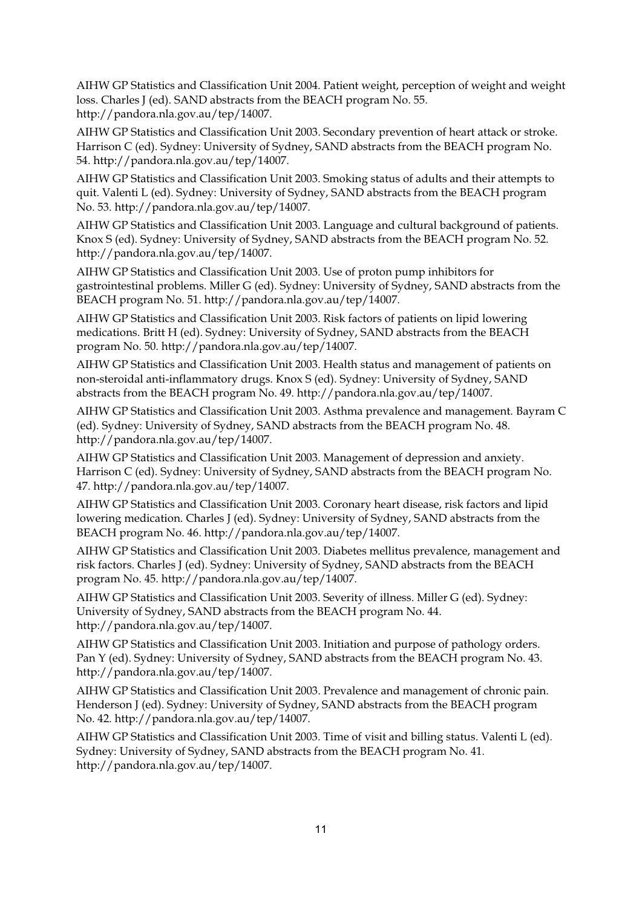AIHW GP Statistics and Classification Unit 2004. Patient weight, perception of weight and weight loss. Charles J (ed). SAND abstracts from the BEACH program No. 55. http://pandora.nla.gov.au/tep/14007.

AIHW GP Statistics and Classification Unit 2003. Secondary prevention of heart attack or stroke. Harrison C (ed). Sydney: University of Sydney, SAND abstracts from the BEACH program No. 54. http://pandora.nla.gov.au/tep/14007.

AIHW GP Statistics and Classification Unit 2003. Smoking status of adults and their attempts to quit. Valenti L (ed). Sydney: University of Sydney, SAND abstracts from the BEACH program No. 53. http://pandora.nla.gov.au/tep/14007.

AIHW GP Statistics and Classification Unit 2003. Language and cultural background of patients. Knox S (ed). Sydney: University of Sydney, SAND abstracts from the BEACH program No. 52. http://pandora.nla.gov.au/tep/14007.

AIHW GP Statistics and Classification Unit 2003. Use of proton pump inhibitors for gastrointestinal problems. Miller G (ed). Sydney: University of Sydney, SAND abstracts from the BEACH program No. 51. http://pandora.nla.gov.au/tep/14007.

AIHW GP Statistics and Classification Unit 2003. Risk factors of patients on lipid lowering medications. Britt H (ed). Sydney: University of Sydney, SAND abstracts from the BEACH program No. 50. http://pandora.nla.gov.au/tep/14007.

AIHW GP Statistics and Classification Unit 2003. Health status and management of patients on non-steroidal anti-inflammatory drugs. Knox S (ed). Sydney: University of Sydney, SAND abstracts from the BEACH program No. 49. http://pandora.nla.gov.au/tep/14007.

AIHW GP Statistics and Classification Unit 2003. Asthma prevalence and management. Bayram C (ed). Sydney: University of Sydney, SAND abstracts from the BEACH program No. 48. http://pandora.nla.gov.au/tep/14007.

AIHW GP Statistics and Classification Unit 2003. Management of depression and anxiety. Harrison C (ed). Sydney: University of Sydney, SAND abstracts from the BEACH program No. 47. http://pandora.nla.gov.au/tep/14007.

AIHW GP Statistics and Classification Unit 2003. Coronary heart disease, risk factors and lipid lowering medication. Charles J (ed). Sydney: University of Sydney, SAND abstracts from the BEACH program No. 46. http://pandora.nla.gov.au/tep/14007.

AIHW GP Statistics and Classification Unit 2003. Diabetes mellitus prevalence, management and risk factors. Charles J (ed). Sydney: University of Sydney, SAND abstracts from the BEACH program No. 45. http://pandora.nla.gov.au/tep/14007.

AIHW GP Statistics and Classification Unit 2003. Severity of illness. Miller G (ed). Sydney: University of Sydney, SAND abstracts from the BEACH program No. 44. http://pandora.nla.gov.au/tep/14007.

AIHW GP Statistics and Classification Unit 2003. Initiation and purpose of pathology orders. Pan Y (ed). Sydney: University of Sydney, SAND abstracts from the BEACH program No. 43. http://pandora.nla.gov.au/tep/14007.

AIHW GP Statistics and Classification Unit 2003. Prevalence and management of chronic pain. Henderson J (ed). Sydney: University of Sydney, SAND abstracts from the BEACH program No. 42. http://pandora.nla.gov.au/tep/14007.

AIHW GP Statistics and Classification Unit 2003. Time of visit and billing status. Valenti L (ed). Sydney: University of Sydney, SAND abstracts from the BEACH program No. 41. http://pandora.nla.gov.au/tep/14007.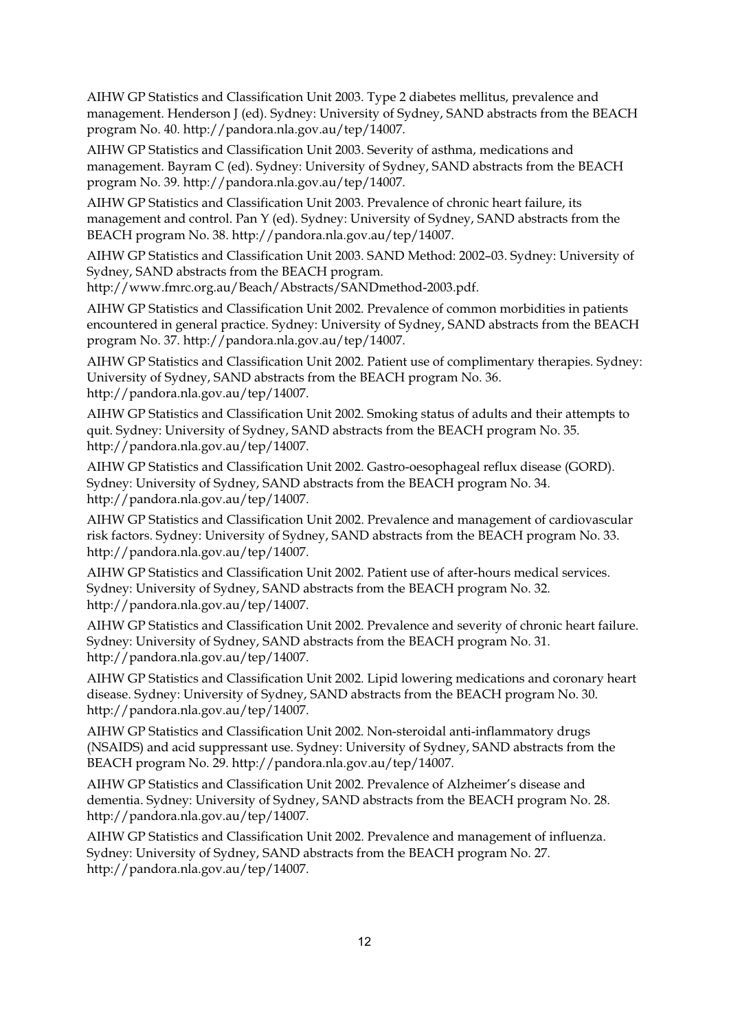AIHW GP Statistics and Classification Unit 2003. Type 2 diabetes mellitus, prevalence and management. Henderson J (ed). Sydney: University of Sydney, SAND abstracts from the BEACH program No. 40. http://pandora.nla.gov.au/tep/14007.

AIHW GP Statistics and Classification Unit 2003. Severity of asthma, medications and management. Bayram C (ed). Sydney: University of Sydney, SAND abstracts from the BEACH program No. 39. http://pandora.nla.gov.au/tep/14007.

AIHW GP Statistics and Classification Unit 2003. Prevalence of chronic heart failure, its management and control. Pan Y (ed). Sydney: University of Sydney, SAND abstracts from the BEACH program No. 38. http://pandora.nla.gov.au/tep/14007.

AIHW GP Statistics and Classification Unit 2003. SAND Method: 2002–03. Sydney: University of Sydney, SAND abstracts from the BEACH program. http://www.fmrc.org.au/Beach/Abstracts/SANDmethod-2003.pdf.

AIHW GP Statistics and Classification Unit 2002. Prevalence of common morbidities in patients encountered in general practice. Sydney: University of Sydney, SAND abstracts from the BEACH program No. 37. http://pandora.nla.gov.au/tep/14007.

AIHW GP Statistics and Classification Unit 2002. Patient use of complimentary therapies. Sydney: University of Sydney, SAND abstracts from the BEACH program No. 36. http://pandora.nla.gov.au/tep/14007.

AIHW GP Statistics and Classification Unit 2002. Smoking status of adults and their attempts to quit. Sydney: University of Sydney, SAND abstracts from the BEACH program No. 35. http://pandora.nla.gov.au/tep/14007.

AIHW GP Statistics and Classification Unit 2002. Gastro-oesophageal reflux disease (GORD). Sydney: University of Sydney, SAND abstracts from the BEACH program No. 34. http://pandora.nla.gov.au/tep/14007.

AIHW GP Statistics and Classification Unit 2002. Prevalence and management of cardiovascular risk factors. Sydney: University of Sydney, SAND abstracts from the BEACH program No. 33. http://pandora.nla.gov.au/tep/14007.

AIHW GP Statistics and Classification Unit 2002. Patient use of after-hours medical services. Sydney: University of Sydney, SAND abstracts from the BEACH program No. 32. http://pandora.nla.gov.au/tep/14007.

AIHW GP Statistics and Classification Unit 2002. Prevalence and severity of chronic heart failure. Sydney: University of Sydney, SAND abstracts from the BEACH program No. 31. http://pandora.nla.gov.au/tep/14007.

AIHW GP Statistics and Classification Unit 2002. Lipid lowering medications and coronary heart disease. Sydney: University of Sydney, SAND abstracts from the BEACH program No. 30. http://pandora.nla.gov.au/tep/14007.

AIHW GP Statistics and Classification Unit 2002. Non-steroidal anti-inflammatory drugs (NSAIDS) and acid suppressant use. Sydney: University of Sydney, SAND abstracts from the BEACH program No. 29. http://pandora.nla.gov.au/tep/14007.

AIHW GP Statistics and Classification Unit 2002. Prevalence of Alzheimer's disease and dementia. Sydney: University of Sydney, SAND abstracts from the BEACH program No. 28. http://pandora.nla.gov.au/tep/14007.

AIHW GP Statistics and Classification Unit 2002. Prevalence and management of influenza. Sydney: University of Sydney, SAND abstracts from the BEACH program No. 27. http://pandora.nla.gov.au/tep/14007.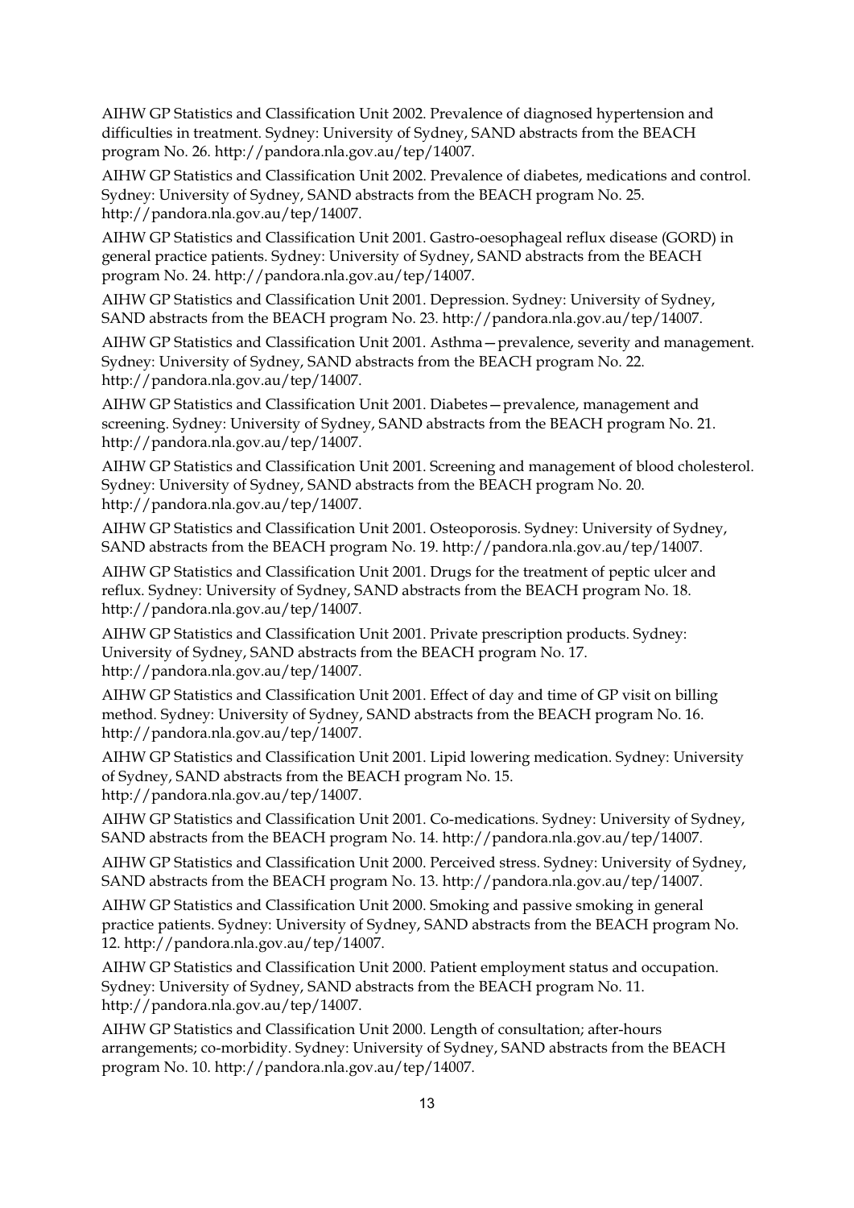AIHW GP Statistics and Classification Unit 2002. Prevalence of diagnosed hypertension and difficulties in treatment. Sydney: University of Sydney, SAND abstracts from the BEACH program No. 26. http://pandora.nla.gov.au/tep/14007.

AIHW GP Statistics and Classification Unit 2002. Prevalence of diabetes, medications and control. Sydney: University of Sydney, SAND abstracts from the BEACH program No. 25. http://pandora.nla.gov.au/tep/14007.

AIHW GP Statistics and Classification Unit 2001. Gastro-oesophageal reflux disease (GORD) in general practice patients. Sydney: University of Sydney, SAND abstracts from the BEACH program No. 24. http://pandora.nla.gov.au/tep/14007.

AIHW GP Statistics and Classification Unit 2001. Depression. Sydney: University of Sydney, SAND abstracts from the BEACH program No. 23. http://pandora.nla.gov.au/tep/14007.

AIHW GP Statistics and Classification Unit 2001. Asthma—prevalence, severity and management. Sydney: University of Sydney, SAND abstracts from the BEACH program No. 22. http://pandora.nla.gov.au/tep/14007.

AIHW GP Statistics and Classification Unit 2001. Diabetes—prevalence, management and screening. Sydney: University of Sydney, SAND abstracts from the BEACH program No. 21. http://pandora.nla.gov.au/tep/14007.

AIHW GP Statistics and Classification Unit 2001. Screening and management of blood cholesterol. Sydney: University of Sydney, SAND abstracts from the BEACH program No. 20. http://pandora.nla.gov.au/tep/14007.

AIHW GP Statistics and Classification Unit 2001. Osteoporosis. Sydney: University of Sydney, SAND abstracts from the BEACH program No. 19. http://pandora.nla.gov.au/tep/14007.

AIHW GP Statistics and Classification Unit 2001. Drugs for the treatment of peptic ulcer and reflux. Sydney: University of Sydney, SAND abstracts from the BEACH program No. 18. http://pandora.nla.gov.au/tep/14007.

AIHW GP Statistics and Classification Unit 2001. Private prescription products. Sydney: University of Sydney, SAND abstracts from the BEACH program No. 17. http://pandora.nla.gov.au/tep/14007.

AIHW GP Statistics and Classification Unit 2001. Effect of day and time of GP visit on billing method. Sydney: University of Sydney, SAND abstracts from the BEACH program No. 16. http://pandora.nla.gov.au/tep/14007.

AIHW GP Statistics and Classification Unit 2001. Lipid lowering medication. Sydney: University of Sydney, SAND abstracts from the BEACH program No. 15. http://pandora.nla.gov.au/tep/14007.

AIHW GP Statistics and Classification Unit 2001. Co-medications. Sydney: University of Sydney, SAND abstracts from the BEACH program No. 14. http://pandora.nla.gov.au/tep/14007.

AIHW GP Statistics and Classification Unit 2000. Perceived stress. Sydney: University of Sydney, SAND abstracts from the BEACH program No. 13. http://pandora.nla.gov.au/tep/14007.

AIHW GP Statistics and Classification Unit 2000. Smoking and passive smoking in general practice patients. Sydney: University of Sydney, SAND abstracts from the BEACH program No. 12. http://pandora.nla.gov.au/tep/14007.

AIHW GP Statistics and Classification Unit 2000. Patient employment status and occupation. Sydney: University of Sydney, SAND abstracts from the BEACH program No. 11. http://pandora.nla.gov.au/tep/14007.

AIHW GP Statistics and Classification Unit 2000. Length of consultation; after-hours arrangements; co-morbidity. Sydney: University of Sydney, SAND abstracts from the BEACH program No. 10. http://pandora.nla.gov.au/tep/14007.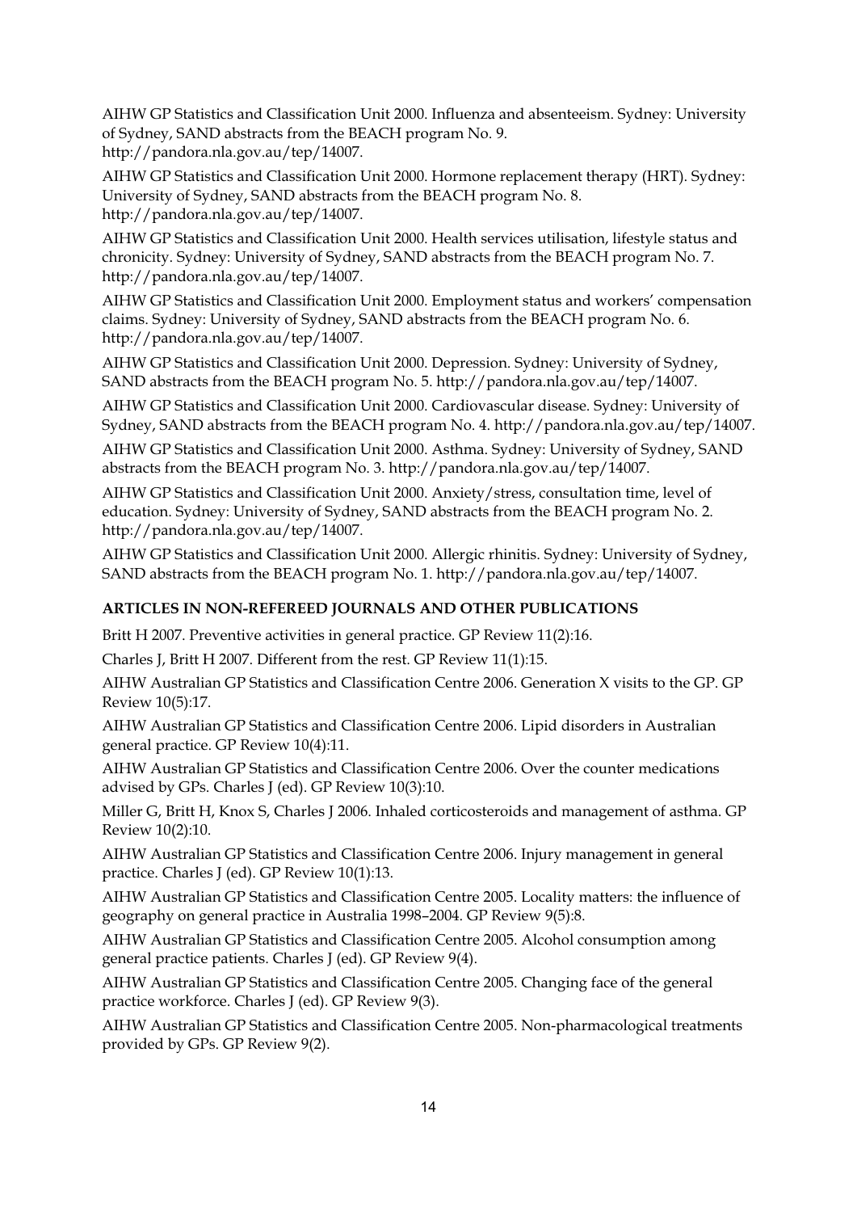AIHW GP Statistics and Classification Unit 2000. Influenza and absenteeism. Sydney: University of Sydney, SAND abstracts from the BEACH program No. 9. http://pandora.nla.gov.au/tep/14007.

AIHW GP Statistics and Classification Unit 2000. Hormone replacement therapy (HRT). Sydney: University of Sydney, SAND abstracts from the BEACH program No. 8. http://pandora.nla.gov.au/tep/14007.

AIHW GP Statistics and Classification Unit 2000. Health services utilisation, lifestyle status and chronicity. Sydney: University of Sydney, SAND abstracts from the BEACH program No. 7. http://pandora.nla.gov.au/tep/14007.

AIHW GP Statistics and Classification Unit 2000. Employment status and workers' compensation claims. Sydney: University of Sydney, SAND abstracts from the BEACH program No. 6. http://pandora.nla.gov.au/tep/14007.

AIHW GP Statistics and Classification Unit 2000. Depression. Sydney: University of Sydney, SAND abstracts from the BEACH program No. 5. http://pandora.nla.gov.au/tep/14007.

AIHW GP Statistics and Classification Unit 2000. Cardiovascular disease. Sydney: University of Sydney, SAND abstracts from the BEACH program No. 4. http://pandora.nla.gov.au/tep/14007.

AIHW GP Statistics and Classification Unit 2000. Asthma. Sydney: University of Sydney, SAND abstracts from the BEACH program No. 3. http://pandora.nla.gov.au/tep/14007.

AIHW GP Statistics and Classification Unit 2000. Anxiety/stress, consultation time, level of education. Sydney: University of Sydney, SAND abstracts from the BEACH program No. 2. http://pandora.nla.gov.au/tep/14007.

AIHW GP Statistics and Classification Unit 2000. Allergic rhinitis. Sydney: University of Sydney, SAND abstracts from the BEACH program No. 1. http://pandora.nla.gov.au/tep/14007.

**ARTICLES IN NON-REFEREED JOURNALS AND OTHER PUBLICATIONS**

Britt H 2007. Preventive activities in general practice. GP Review 11(2):16.

Charles J, Britt H 2007. Different from the rest. GP Review 11(1):15.

AIHW Australian GP Statistics and Classification Centre 2006. Generation X visits to the GP. GP Review 10(5):17.

AIHW Australian GP Statistics and Classification Centre 2006. Lipid disorders in Australian general practice. GP Review 10(4):11.

AIHW Australian GP Statistics and Classification Centre 2006. Over the counter medications advised by GPs. Charles J (ed). GP Review 10(3):10.

Miller G, Britt H, Knox S, Charles J 2006. Inhaled corticosteroids and management of asthma. GP Review 10(2):10.

AIHW Australian GP Statistics and Classification Centre 2006. Injury management in general practice. Charles J (ed). GP Review 10(1):13.

AIHW Australian GP Statistics and Classification Centre 2005. Locality matters: the influence of geography on general practice in Australia 1998–2004. GP Review 9(5):8.

AIHW Australian GP Statistics and Classification Centre 2005. Alcohol consumption among general practice patients. Charles J (ed). GP Review 9(4).

AIHW Australian GP Statistics and Classification Centre 2005. Changing face of the general practice workforce. Charles J (ed). GP Review 9(3).

AIHW Australian GP Statistics and Classification Centre 2005. Non-pharmacological treatments provided by GPs. GP Review 9(2).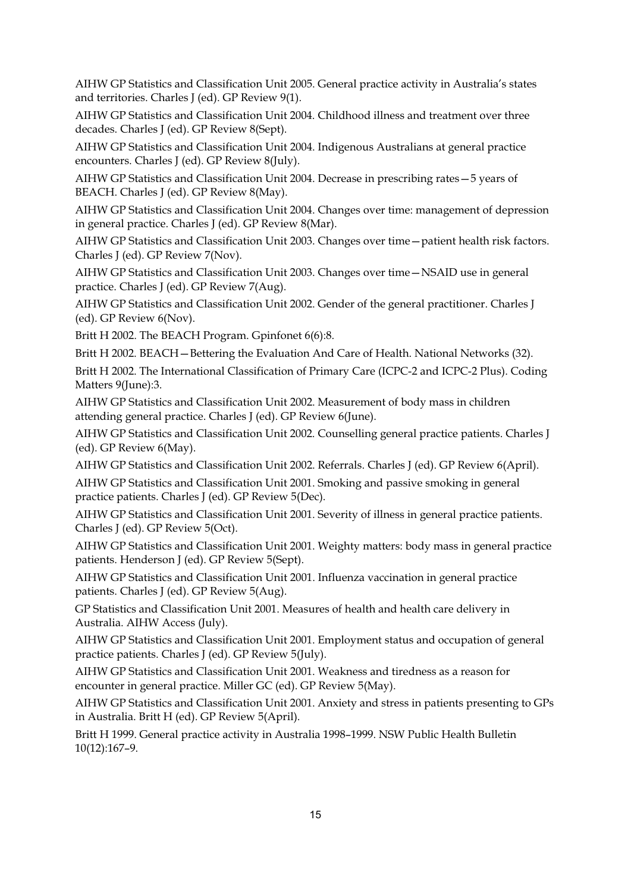AIHW GP Statistics and Classification Unit 2005. General practice activity in Australia's states and territories. Charles J (ed). GP Review 9(1).

AIHW GP Statistics and Classification Unit 2004. Childhood illness and treatment over three decades. Charles J (ed). GP Review 8(Sept).

AIHW GP Statistics and Classification Unit 2004. Indigenous Australians at general practice encounters. Charles J (ed). GP Review 8(July).

AIHW GP Statistics and Classification Unit 2004. Decrease in prescribing rates—5 years of BEACH. Charles J (ed). GP Review 8(May).

AIHW GP Statistics and Classification Unit 2004. Changes over time: management of depression in general practice. Charles J (ed). GP Review 8(Mar).

AIHW GP Statistics and Classification Unit 2003. Changes over time—patient health risk factors. Charles J (ed). GP Review 7(Nov).

AIHW GP Statistics and Classification Unit 2003. Changes over time—NSAID use in general practice. Charles J (ed). GP Review 7(Aug).

AIHW GP Statistics and Classification Unit 2002. Gender of the general practitioner. Charles J (ed). GP Review 6(Nov).

Britt H 2002. The BEACH Program. Gpinfonet 6(6):8.

Britt H 2002. BEACH—Bettering the Evaluation And Care of Health. National Networks (32).

Britt H 2002. The International Classification of Primary Care (ICPC-2 and ICPC-2 Plus). Coding Matters 9(June):3.

AIHW GP Statistics and Classification Unit 2002. Measurement of body mass in children attending general practice. Charles J (ed). GP Review 6(June).

AIHW GP Statistics and Classification Unit 2002. Counselling general practice patients. Charles J (ed). GP Review 6(May).

AIHW GP Statistics and Classification Unit 2002. Referrals. Charles J (ed). GP Review 6(April).

AIHW GP Statistics and Classification Unit 2001. Smoking and passive smoking in general practice patients. Charles J (ed). GP Review 5(Dec).

AIHW GP Statistics and Classification Unit 2001. Severity of illness in general practice patients. Charles J (ed). GP Review 5(Oct).

AIHW GP Statistics and Classification Unit 2001. Weighty matters: body mass in general practice patients. Henderson J (ed). GP Review 5(Sept).

AIHW GP Statistics and Classification Unit 2001. Influenza vaccination in general practice patients. Charles J (ed). GP Review 5(Aug).

GP Statistics and Classification Unit 2001. Measures of health and health care delivery in Australia. AIHW Access (July).

AIHW GP Statistics and Classification Unit 2001. Employment status and occupation of general practice patients. Charles J (ed). GP Review 5(July).

AIHW GP Statistics and Classification Unit 2001. Weakness and tiredness as a reason for encounter in general practice. Miller GC (ed). GP Review 5(May).

AIHW GP Statistics and Classification Unit 2001. Anxiety and stress in patients presenting to GPs in Australia. Britt H (ed). GP Review 5(April).

Britt H 1999. General practice activity in Australia 1998–1999. NSW Public Health Bulletin 10(12):167–9.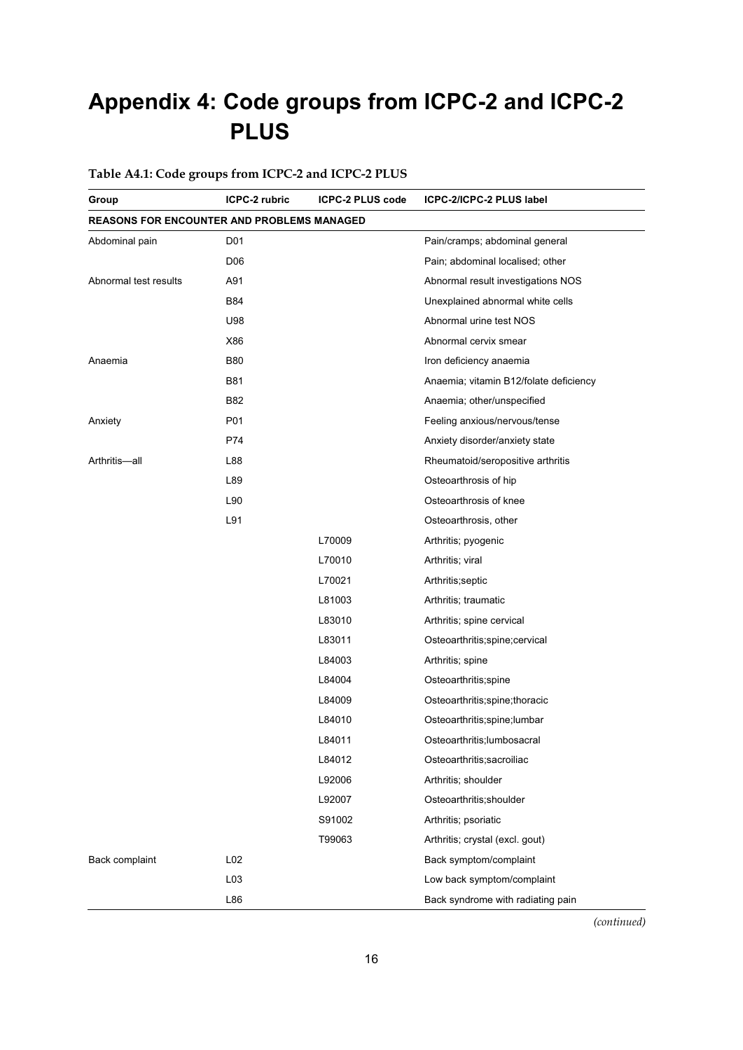# Appendix 4: Code groups from ICPC-2 and ICPC-2 PLUS

**Table A4.1: Code groups from ICPC-2 and ICPC-2 PLUS**

| Group | ICPC-2 rubric | ICPC-2 PLUS code | ICPC-2/ICPC-2 PLUS label |
|---|---|---|---|
| **REASONS FOR ENCOUNTER AND PROBLEMS MANAGED** | | | |
| Abdominal pain | D01 | | Pain/cramps; abdominal general |
| | D06 | | Pain; abdominal localised; other |
| Abnormal test results | A91 | | Abnormal result investigations NOS |
| | B84 | | Unexplained abnormal white cells |
| | U98 | | Abnormal urine test NOS |
| | X86 | | Abnormal cervix smear |
| Anaemia | B80 | | Iron deficiency anaemia |
| | B81 | | Anaemia; vitamin B12/folate deficiency |
| | B82 | | Anaemia; other/unspecified |
| Anxiety | P01 | | Feeling anxious/nervous/tense |
| | P74 | | Anxiety disorder/anxiety state |
| Arthritis—all | L88 | | Rheumatoid/seropositive arthritis |
| | L89 | | Osteoarthrosis of hip |
| | L90 | | Osteoarthrosis of knee |
| | L91 | | Osteoarthrosis, other |
| | | L70009 | Arthritis; pyogenic |
| | | L70010 | Arthritis; viral |
| | | L70021 | Arthritis;septic |
| | | L81003 | Arthritis; traumatic |
| | | L83010 | Arthritis; spine cervical |
| | | L83011 | Osteoarthritis;spine;cervical |
| | | L84003 | Arthritis; spine |
| | | L84004 | Osteoarthritis;spine |
| | | L84009 | Osteoarthritis;spine;thoracic |
| | | L84010 | Osteoarthritis;spine;lumbar |
| | | L84011 | Osteoarthritis;lumbosacral |
| | | L84012 | Osteoarthritis;sacroiliac |
| | | L92006 | Arthritis; shoulder |
| | | L92007 | Osteoarthritis;shoulder |
| | | S91002 | Arthritis; psoriatic |
| | | T99063 | Arthritis; crystal (excl. gout) |
| Back complaint | L02 | | Back symptom/complaint |
| | L03 | | Low back symptom/complaint |
| | L86 | | Back syndrome with radiating pain |

*(continued)*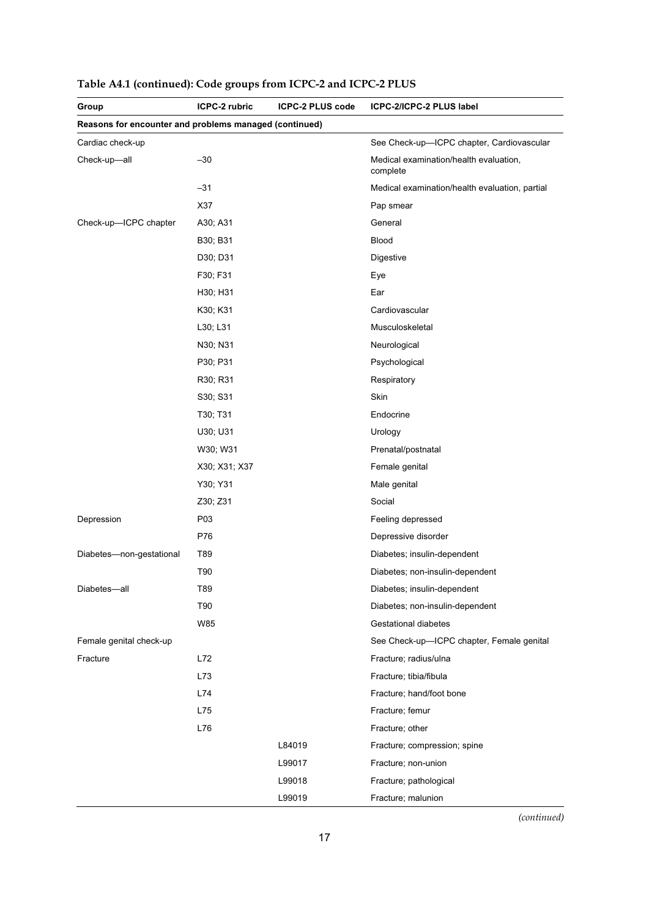**Table A4.1 (continued): Code groups from ICPC-2 and ICPC-2 PLUS**

| Group | ICPC-2 rubric | ICPC-2 PLUS code | ICPC-2/ICPC-2 PLUS label |
|---|---|---|---|
| **Reasons for encounter and problems managed (continued)** | | | |
| Cardiac check-up | | | See Check-up—ICPC chapter, Cardiovascular |
| Check-up—all | –30 | | Medical examination/health evaluation, complete |
| | –31 | | Medical examination/health evaluation, partial |
| | X37 | | Pap smear |
| Check-up—ICPC chapter | A30; A31 | | General |
| | B30; B31 | | Blood |
| | D30; D31 | | Digestive |
| | F30; F31 | | Eye |
| | H30; H31 | | Ear |
| | K30; K31 | | Cardiovascular |
| | L30; L31 | | Musculoskeletal |
| | N30; N31 | | Neurological |
| | P30; P31 | | Psychological |
| | R30; R31 | | Respiratory |
| | S30; S31 | | Skin |
| | T30; T31 | | Endocrine |
| | U30; U31 | | Urology |
| | W30; W31 | | Prenatal/postnatal |
| | X30; X31; X37 | | Female genital |
| | Y30; Y31 | | Male genital |
| | Z30; Z31 | | Social |
| Depression | P03 | | Feeling depressed |
| | P76 | | Depressive disorder |
| Diabetes—non-gestational | T89 | | Diabetes; insulin-dependent |
| | T90 | | Diabetes; non-insulin-dependent |
| Diabetes—all | T89 | | Diabetes; insulin-dependent |
| | T90 | | Diabetes; non-insulin-dependent |
| | W85 | | Gestational diabetes |
| Female genital check-up | | | See Check-up—ICPC chapter, Female genital |
| Fracture | L72 | | Fracture; radius/ulna |
| | L73 | | Fracture; tibia/fibula |
| | L74 | | Fracture; hand/foot bone |
| | L75 | | Fracture; femur |
| | L76 | | Fracture; other |
| | | L84019 | Fracture; compression; spine |
| | | L99017 | Fracture; non-union |
| | | L99018 | Fracture; pathological |
| | | L99019 | Fracture; malunion |

*(continued)*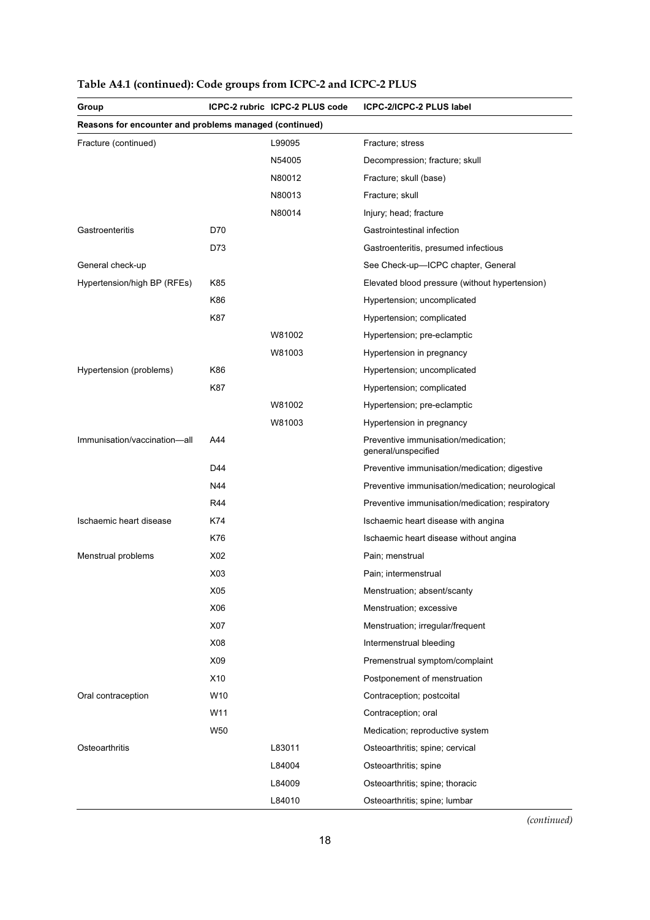**Table A4.1 (continued): Code groups from ICPC-2 and ICPC-2 PLUS**

| Group | ICPC-2 rubric | ICPC-2 PLUS code | ICPC-2/ICPC-2 PLUS label |
|---|---|---|---|
| **Reasons for encounter and problems managed (continued)** | | | |
| Fracture (continued) | | L99095 | Fracture; stress |
| | | N54005 | Decompression; fracture; skull |
| | | N80012 | Fracture; skull (base) |
| | | N80013 | Fracture; skull |
| | | N80014 | Injury; head; fracture |
| Gastroenteritis | D70 | | Gastrointestinal infection |
| | D73 | | Gastroenteritis, presumed infectious |
| General check-up | | | See Check-up—ICPC chapter, General |
| Hypertension/high BP (RFEs) | K85 | | Elevated blood pressure (without hypertension) |
| | K86 | | Hypertension; uncomplicated |
| | K87 | | Hypertension; complicated |
| | | W81002 | Hypertension; pre-eclamptic |
| | | W81003 | Hypertension in pregnancy |
| Hypertension (problems) | K86 | | Hypertension; uncomplicated |
| | K87 | | Hypertension; complicated |
| | | W81002 | Hypertension; pre-eclamptic |
| | | W81003 | Hypertension in pregnancy |
| Immunisation/vaccination—all | A44 | | Preventive immunisation/medication; general/unspecified |
| | D44 | | Preventive immunisation/medication; digestive |
| | N44 | | Preventive immunisation/medication; neurological |
| | R44 | | Preventive immunisation/medication; respiratory |
| Ischaemic heart disease | K74 | | Ischaemic heart disease with angina |
| | K76 | | Ischaemic heart disease without angina |
| Menstrual problems | X02 | | Pain; menstrual |
| | X03 | | Pain; intermenstrual |
| | X05 | | Menstruation; absent/scanty |
| | X06 | | Menstruation; excessive |
| | X07 | | Menstruation; irregular/frequent |
| | X08 | | Intermenstrual bleeding |
| | X09 | | Premenstrual symptom/complaint |
| | X10 | | Postponement of menstruation |
| Oral contraception | W10 | | Contraception; postcoital |
| | W11 | | Contraception; oral |
| | W50 | | Medication; reproductive system |
| Osteoarthritis | | L83011 | Osteoarthritis; spine; cervical |
| | | L84004 | Osteoarthritis; spine |
| | | L84009 | Osteoarthritis; spine; thoracic |
| | | L84010 | Osteoarthritis; spine; lumbar |

*(continued)*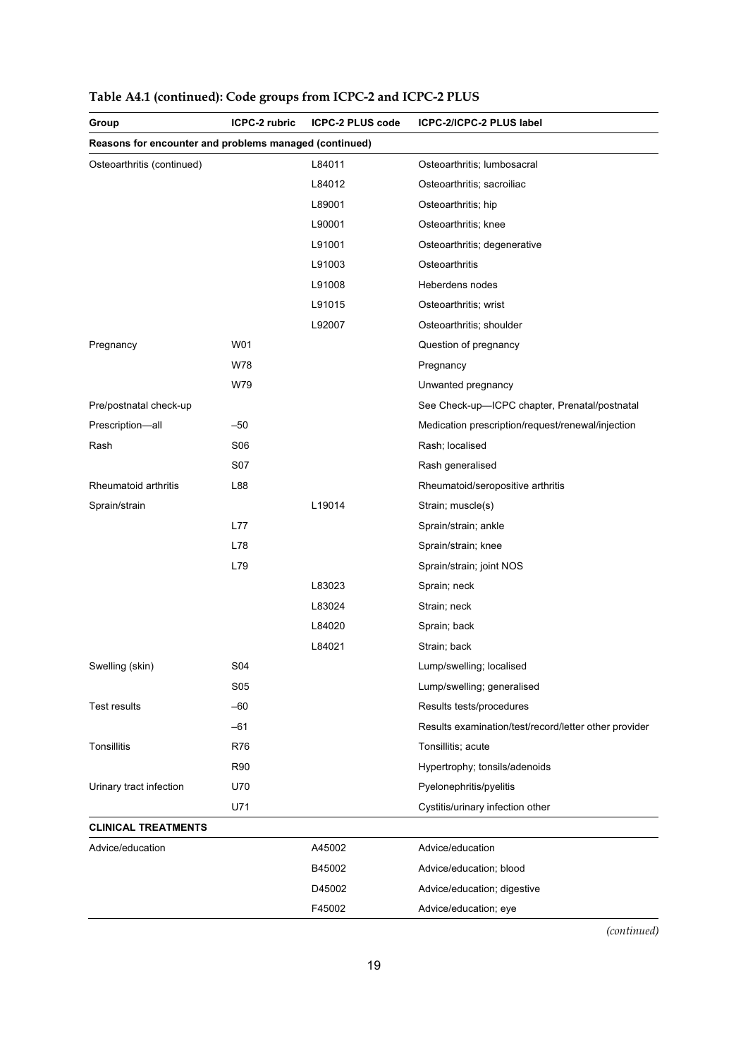**Table A4.1 (continued): Code groups from ICPC-2 and ICPC-2 PLUS**

| Group | ICPC-2 rubric | ICPC-2 PLUS code | ICPC-2/ICPC-2 PLUS label |
|---|---|---|---|
| **Reasons for encounter and problems managed (continued)** | | | |
| Osteoarthritis (continued) | | L84011 | Osteoarthritis; lumbosacral |
| | | L84012 | Osteoarthritis; sacroiliac |
| | | L89001 | Osteoarthritis; hip |
| | | L90001 | Osteoarthritis; knee |
| | | L91001 | Osteoarthritis; degenerative |
| | | L91003 | Osteoarthritis |
| | | L91008 | Heberdens nodes |
| | | L91015 | Osteoarthritis; wrist |
| | | L92007 | Osteoarthritis; shoulder |
| Pregnancy | W01 | | Question of pregnancy |
| | W78 | | Pregnancy |
| | W79 | | Unwanted pregnancy |
| Pre/postnatal check-up | | | See Check-up—ICPC chapter, Prenatal/postnatal |
| Prescription—all | –50 | | Medication prescription/request/renewal/injection |
| Rash | S06 | | Rash; localised |
| | S07 | | Rash generalised |
| Rheumatoid arthritis | L88 | | Rheumatoid/seropositive arthritis |
| Sprain/strain | | L19014 | Strain; muscle(s) |
| | L77 | | Sprain/strain; ankle |
| | L78 | | Sprain/strain; knee |
| | L79 | | Sprain/strain; joint NOS |
| | | L83023 | Sprain; neck |
| | | L83024 | Strain; neck |
| | | L84020 | Sprain; back |
| | | L84021 | Strain; back |
| Swelling (skin) | S04 | | Lump/swelling; localised |
| | S05 | | Lump/swelling; generalised |
| Test results | –60 | | Results tests/procedures |
| | –61 | | Results examination/test/record/letter other provider |
| Tonsillitis | R76 | | Tonsillitis; acute |
| | R90 | | Hypertrophy; tonsils/adenoids |
| Urinary tract infection | U70 | | Pyelonephritis/pyelitis |
| | U71 | | Cystitis/urinary infection other |
| **CLINICAL TREATMENTS** | | | |
| Advice/education | | A45002 | Advice/education |
| | | B45002 | Advice/education; blood |
| | | D45002 | Advice/education; digestive |
| | | F45002 | Advice/education; eye |

*(continued)*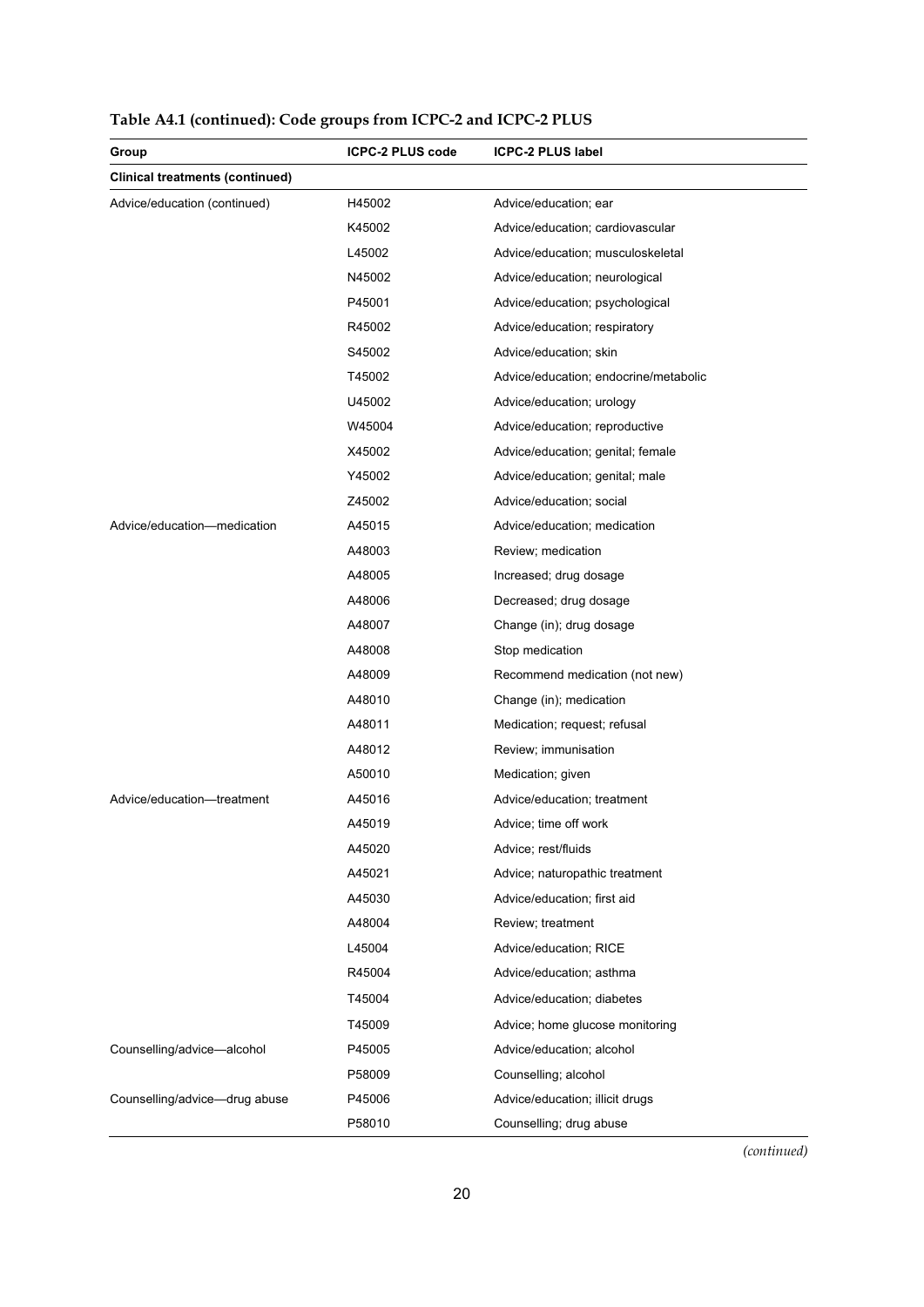**Table A4.1 (continued): Code groups from ICPC-2 and ICPC-2 PLUS**

| Group | ICPC-2 PLUS code | ICPC-2 PLUS label |
|---|---|---|
| **Clinical treatments (continued)** | | |
| Advice/education (continued) | H45002 | Advice/education; ear |
| | K45002 | Advice/education; cardiovascular |
| | L45002 | Advice/education; musculoskeletal |
| | N45002 | Advice/education; neurological |
| | P45001 | Advice/education; psychological |
| | R45002 | Advice/education; respiratory |
| | S45002 | Advice/education; skin |
| | T45002 | Advice/education; endocrine/metabolic |
| | U45002 | Advice/education; urology |
| | W45004 | Advice/education; reproductive |
| | X45002 | Advice/education; genital; female |
| | Y45002 | Advice/education; genital; male |
| | Z45002 | Advice/education; social |
| Advice/education—medication | A45015 | Advice/education; medication |
| | A48003 | Review; medication |
| | A48005 | Increased; drug dosage |
| | A48006 | Decreased; drug dosage |
| | A48007 | Change (in); drug dosage |
| | A48008 | Stop medication |
| | A48009 | Recommend medication (not new) |
| | A48010 | Change (in); medication |
| | A48011 | Medication; request; refusal |
| | A48012 | Review; immunisation |
| | A50010 | Medication; given |
| Advice/education—treatment | A45016 | Advice/education; treatment |
| | A45019 | Advice; time off work |
| | A45020 | Advice; rest/fluids |
| | A45021 | Advice; naturopathic treatment |
| | A45030 | Advice/education; first aid |
| | A48004 | Review; treatment |
| | L45004 | Advice/education; RICE |
| | R45004 | Advice/education; asthma |
| | T45004 | Advice/education; diabetes |
| | T45009 | Advice; home glucose monitoring |
| Counselling/advice—alcohol | P45005 | Advice/education; alcohol |
| | P58009 | Counselling; alcohol |
| Counselling/advice—drug abuse | P45006 | Advice/education; illicit drugs |
| | P58010 | Counselling; drug abuse |

*(continued)*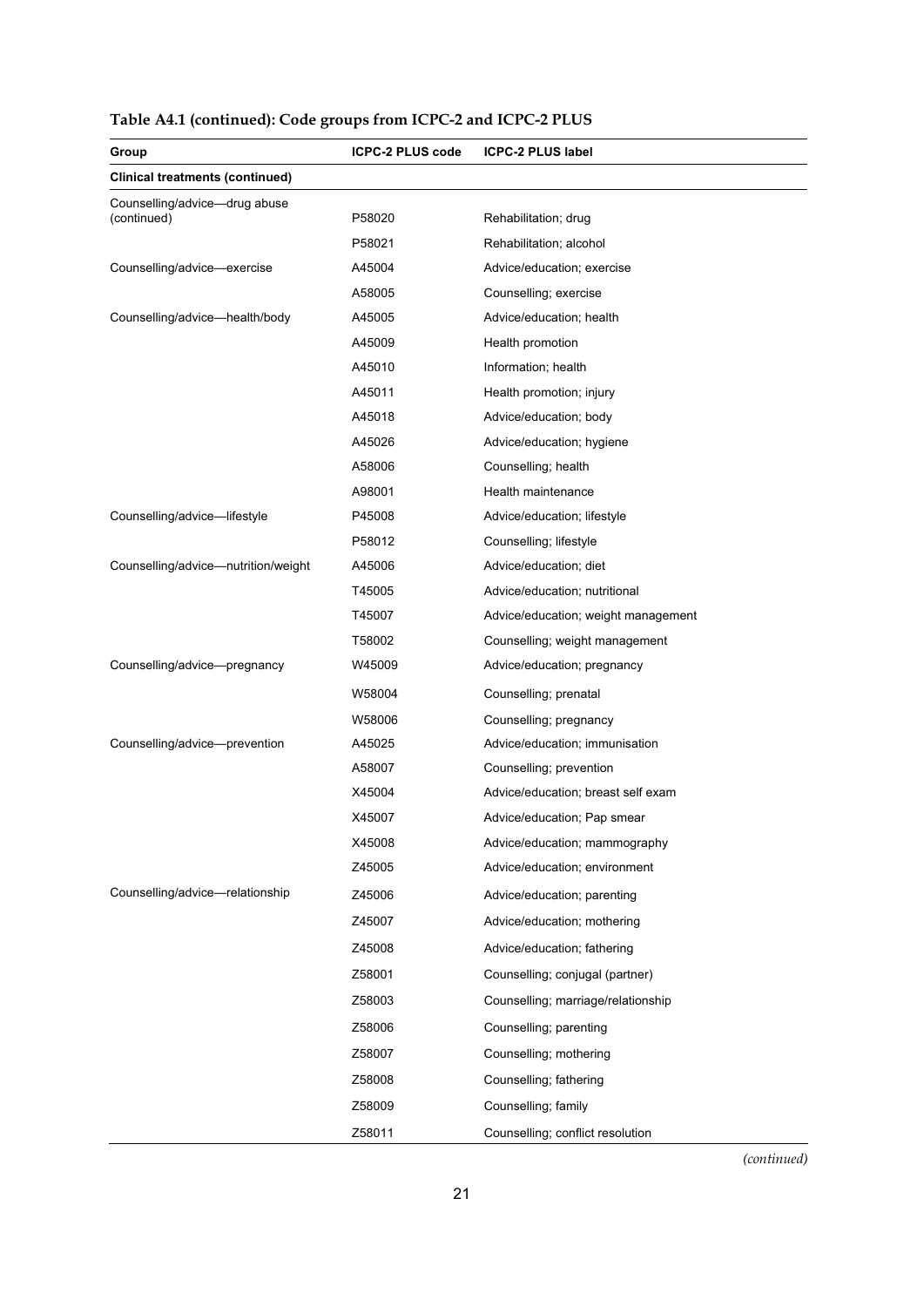**Table A4.1 (continued): Code groups from ICPC-2 and ICPC-2 PLUS**

| Group | ICPC-2 PLUS code | ICPC-2 PLUS label |
|---|---|---|
| **Clinical treatments (continued)** | | |
| Counselling/advice—drug abuse (continued) | P58020 | Rehabilitation; drug |
| | P58021 | Rehabilitation; alcohol |
| Counselling/advice—exercise | A45004 | Advice/education; exercise |
| | A58005 | Counselling; exercise |
| Counselling/advice—health/body | A45005 | Advice/education; health |
| | A45009 | Health promotion |
| | A45010 | Information; health |
| | A45011 | Health promotion; injury |
| | A45018 | Advice/education; body |
| | A45026 | Advice/education; hygiene |
| | A58006 | Counselling; health |
| | A98001 | Health maintenance |
| Counselling/advice—lifestyle | P45008 | Advice/education; lifestyle |
| | P58012 | Counselling; lifestyle |
| Counselling/advice—nutrition/weight | A45006 | Advice/education; diet |
| | T45005 | Advice/education; nutritional |
| | T45007 | Advice/education; weight management |
| | T58002 | Counselling; weight management |
| Counselling/advice—pregnancy | W45009 | Advice/education; pregnancy |
| | W58004 | Counselling; prenatal |
| | W58006 | Counselling; pregnancy |
| Counselling/advice—prevention | A45025 | Advice/education; immunisation |
| | A58007 | Counselling; prevention |
| | X45004 | Advice/education; breast self exam |
| | X45007 | Advice/education; Pap smear |
| | X45008 | Advice/education; mammography |
| | Z45005 | Advice/education; environment |
| Counselling/advice—relationship | Z45006 | Advice/education; parenting |
| | Z45007 | Advice/education; mothering |
| | Z45008 | Advice/education; fathering |
| | Z58001 | Counselling; conjugal (partner) |
| | Z58003 | Counselling; marriage/relationship |
| | Z58006 | Counselling; parenting |
| | Z58007 | Counselling; mothering |
| | Z58008 | Counselling; fathering |
| | Z58009 | Counselling; family |
| | Z58011 | Counselling; conflict resolution |

*(continued)*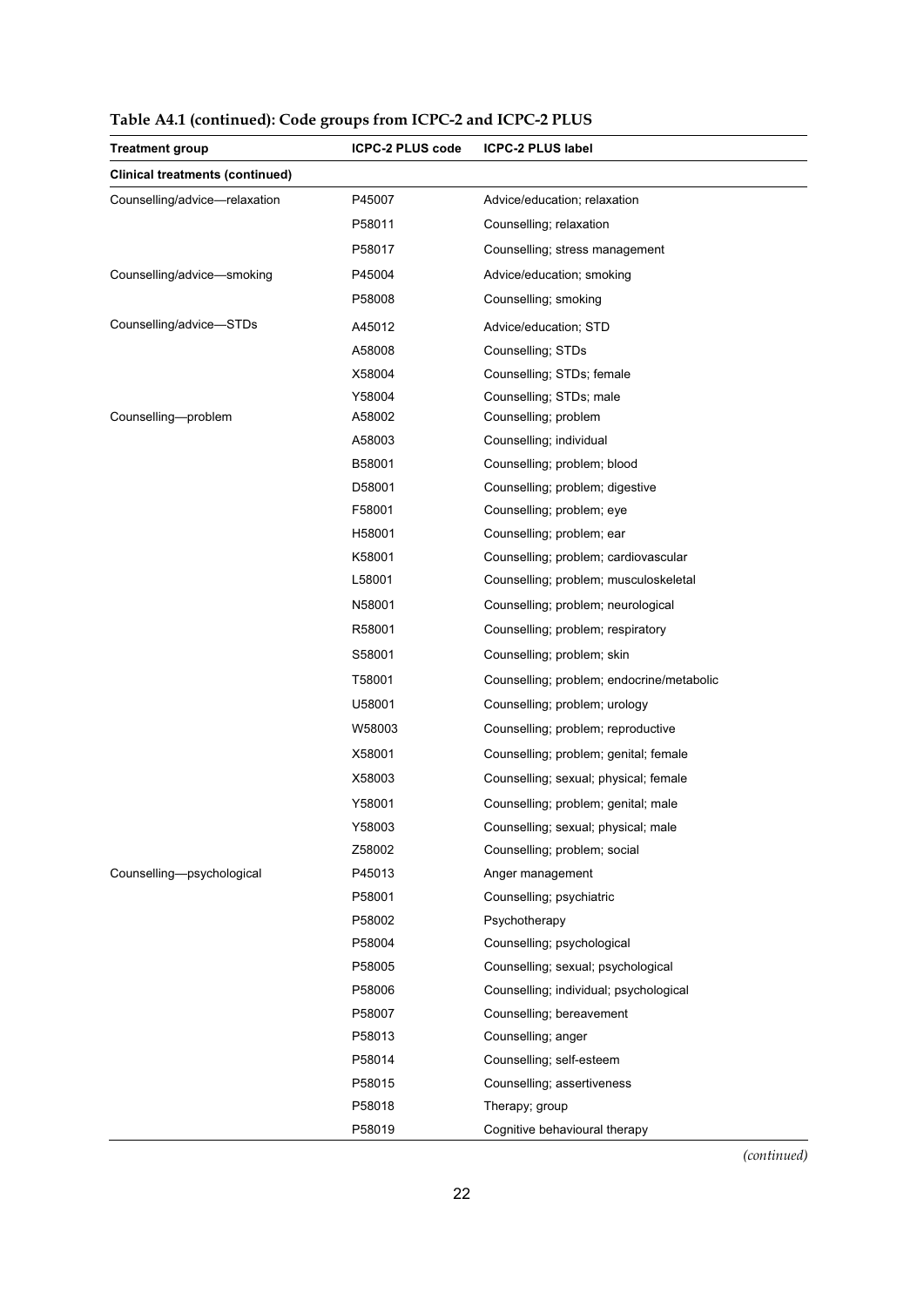**Table A4.1 (continued): Code groups from ICPC-2 and ICPC-2 PLUS**

| Treatment group | ICPC-2 PLUS code | ICPC-2 PLUS label |
|---|---|---|
| **Clinical treatments (continued)** | | |
| Counselling/advice—relaxation | P45007 | Advice/education; relaxation |
| | P58011 | Counselling; relaxation |
| | P58017 | Counselling; stress management |
| Counselling/advice—smoking | P45004 | Advice/education; smoking |
| | P58008 | Counselling; smoking |
| Counselling/advice—STDs | A45012 | Advice/education; STD |
| | A58008 | Counselling; STDs |
| | X58004 | Counselling; STDs; female |
| | Y58004 | Counselling; STDs; male |
| Counselling—problem | A58002 | Counselling; problem |
| | A58003 | Counselling; individual |
| | B58001 | Counselling; problem; blood |
| | D58001 | Counselling; problem; digestive |
| | F58001 | Counselling; problem; eye |
| | H58001 | Counselling; problem; ear |
| | K58001 | Counselling; problem; cardiovascular |
| | L58001 | Counselling; problem; musculoskeletal |
| | N58001 | Counselling; problem; neurological |
| | R58001 | Counselling; problem; respiratory |
| | S58001 | Counselling; problem; skin |
| | T58001 | Counselling; problem; endocrine/metabolic |
| | U58001 | Counselling; problem; urology |
| | W58003 | Counselling; problem; reproductive |
| | X58001 | Counselling; problem; genital; female |
| | X58003 | Counselling; sexual; physical; female |
| | Y58001 | Counselling; problem; genital; male |
| | Y58003 | Counselling; sexual; physical; male |
| | Z58002 | Counselling; problem; social |
| Counselling—psychological | P45013 | Anger management |
| | P58001 | Counselling; psychiatric |
| | P58002 | Psychotherapy |
| | P58004 | Counselling; psychological |
| | P58005 | Counselling; sexual; psychological |
| | P58006 | Counselling; individual; psychological |
| | P58007 | Counselling; bereavement |
| | P58013 | Counselling; anger |
| | P58014 | Counselling; self-esteem |
| | P58015 | Counselling; assertiveness |
| | P58018 | Therapy; group |
| | P58019 | Cognitive behavioural therapy |

*(continued)*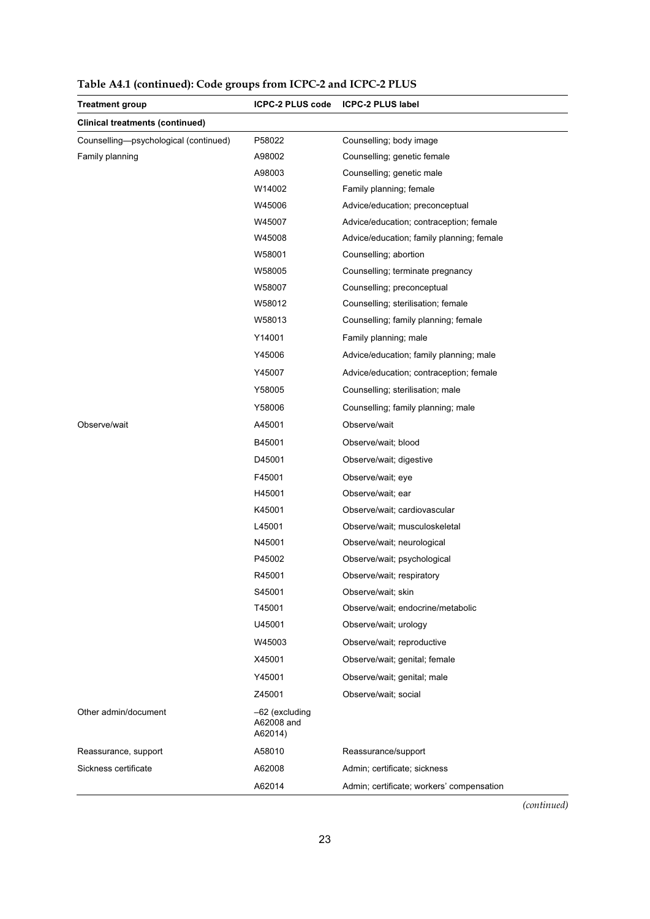**Table A4.1 (continued): Code groups from ICPC-2 and ICPC-2 PLUS**

| Treatment group | ICPC-2 PLUS code | ICPC-2 PLUS label |
|---|---|---|
| **Clinical treatments (continued)** | | |
| Counselling—psychological (continued) | P58022 | Counselling; body image |
| Family planning | A98002 | Counselling; genetic female |
| | A98003 | Counselling; genetic male |
| | W14002 | Family planning; female |
| | W45006 | Advice/education; preconceptual |
| | W45007 | Advice/education; contraception; female |
| | W45008 | Advice/education; family planning; female |
| | W58001 | Counselling; abortion |
| | W58005 | Counselling; terminate pregnancy |
| | W58007 | Counselling; preconceptual |
| | W58012 | Counselling; sterilisation; female |
| | W58013 | Counselling; family planning; female |
| | Y14001 | Family planning; male |
| | Y45006 | Advice/education; family planning; male |
| | Y45007 | Advice/education; contraception; female |
| | Y58005 | Counselling; sterilisation; male |
| | Y58006 | Counselling; family planning; male |
| Observe/wait | A45001 | Observe/wait |
| | B45001 | Observe/wait; blood |
| | D45001 | Observe/wait; digestive |
| | F45001 | Observe/wait; eye |
| | H45001 | Observe/wait; ear |
| | K45001 | Observe/wait; cardiovascular |
| | L45001 | Observe/wait; musculoskeletal |
| | N45001 | Observe/wait; neurological |
| | P45002 | Observe/wait; psychological |
| | R45001 | Observe/wait; respiratory |
| | S45001 | Observe/wait; skin |
| | T45001 | Observe/wait; endocrine/metabolic |
| | U45001 | Observe/wait; urology |
| | W45003 | Observe/wait; reproductive |
| | X45001 | Observe/wait; genital; female |
| | Y45001 | Observe/wait; genital; male |
| | Z45001 | Observe/wait; social |
| Other admin/document | –62 (excluding A62008 and A62014) | |
| Reassurance, support | A58010 | Reassurance/support |
| Sickness certificate | A62008 | Admin; certificate; sickness |
| | A62014 | Admin; certificate; workers' compensation |

*(continued)*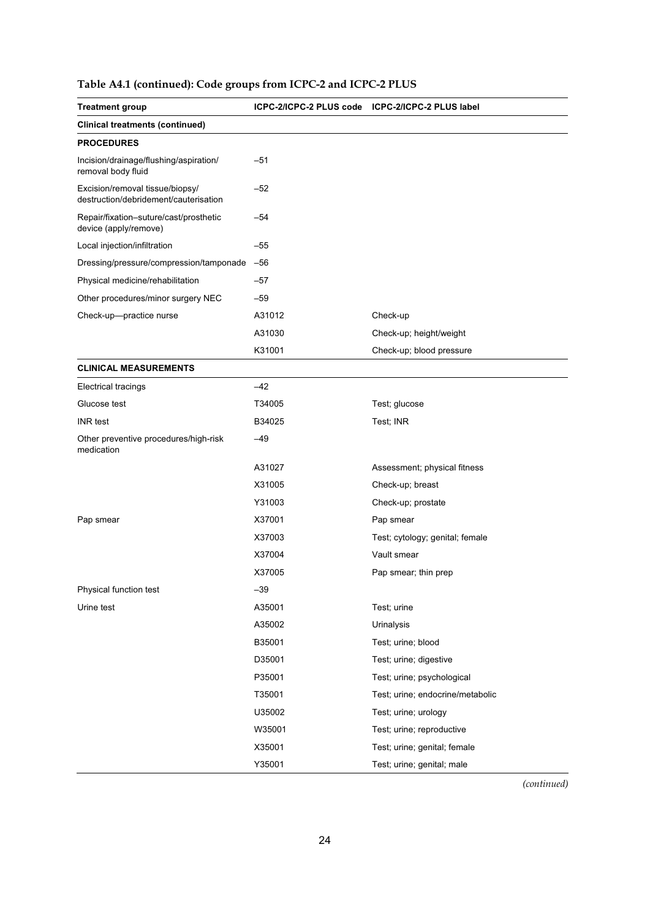**Table A4.1 (continued): Code groups from ICPC-2 and ICPC-2 PLUS**

| Treatment group | ICPC-2/ICPC-2 PLUS code | ICPC-2/ICPC-2 PLUS label |
|---|---|---|
| **Clinical treatments (continued)** | | |
| **PROCEDURES** | | |
| Incision/drainage/flushing/aspiration/ removal body fluid | –51 | |
| Excision/removal tissue/biopsy/ destruction/debridement/cauterisation | –52 | |
| Repair/fixation–suture/cast/prosthetic device (apply/remove) | –54 | |
| Local injection/infiltration | –55 | |
| Dressing/pressure/compression/tamponade | –56 | |
| Physical medicine/rehabilitation | –57 | |
| Other procedures/minor surgery NEC | –59 | |
| Check-up—practice nurse | A31012 | Check-up |
| | A31030 | Check-up; height/weight |
| | K31001 | Check-up; blood pressure |
| **CLINICAL MEASUREMENTS** | | |
| Electrical tracings | –42 | |
| Glucose test | T34005 | Test; glucose |
| INR test | B34025 | Test; INR |
| Other preventive procedures/high-risk medication | –49 | |
| | A31027 | Assessment; physical fitness |
| | X31005 | Check-up; breast |
| | Y31003 | Check-up; prostate |
| Pap smear | X37001 | Pap smear |
| | X37003 | Test; cytology; genital; female |
| | X37004 | Vault smear |
| | X37005 | Pap smear; thin prep |
| Physical function test | –39 | |
| Urine test | A35001 | Test; urine |
| | A35002 | Urinalysis |
| | B35001 | Test; urine; blood |
| | D35001 | Test; urine; digestive |
| | P35001 | Test; urine; psychological |
| | T35001 | Test; urine; endocrine/metabolic |
| | U35002 | Test; urine; urology |
| | W35001 | Test; urine; reproductive |
| | X35001 | Test; urine; genital; female |
| | Y35001 | Test; urine; genital; male |

*(continued)*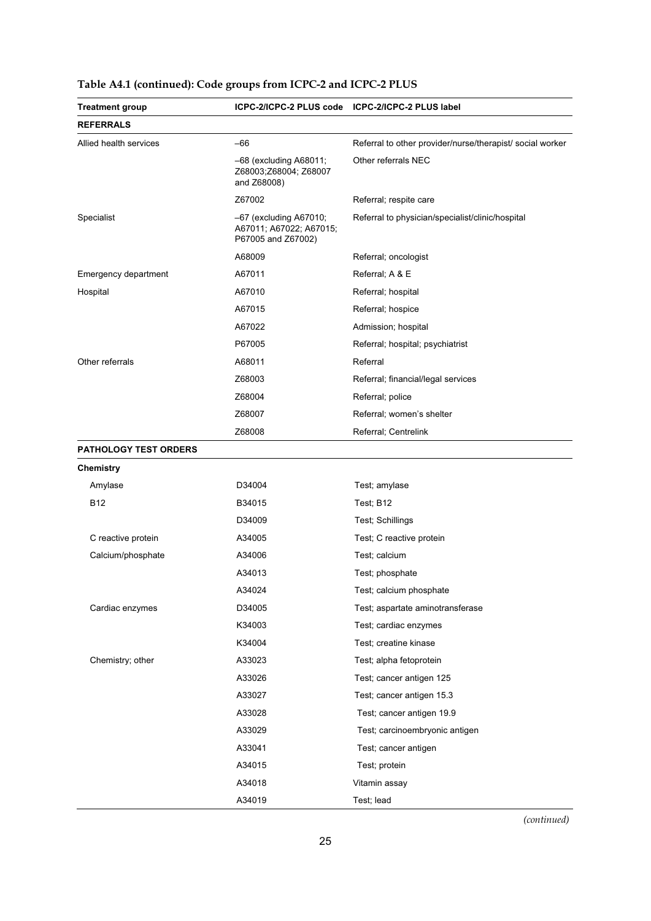**Table A4.1 (continued): Code groups from ICPC-2 and ICPC-2 PLUS**

| Treatment group | ICPC-2/ICPC-2 PLUS code | ICPC-2/ICPC-2 PLUS label |
|---|---|---|
| **REFERRALS** | | |
| Allied health services | –66 | Referral to other provider/nurse/therapist/ social worker |
| | –68 (excluding A68011; Z68003;Z68004; Z68007 and Z68008) | Other referrals NEC |
| | Z67002 | Referral; respite care |
| Specialist | –67 (excluding A67010; A67011; A67022; A67015; P67005 and Z67002) | Referral to physician/specialist/clinic/hospital |
| | A68009 | Referral; oncologist |
| Emergency department | A67011 | Referral; A & E |
| Hospital | A67010 | Referral; hospital |
| | A67015 | Referral; hospice |
| | A67022 | Admission; hospital |
| | P67005 | Referral; hospital; psychiatrist |
| Other referrals | A68011 | Referral |
| | Z68003 | Referral; financial/legal services |
| | Z68004 | Referral; police |
| | Z68007 | Referral; women's shelter |
| | Z68008 | Referral; Centrelink |
| **PATHOLOGY TEST ORDERS** | | |
| **Chemistry** | | |
| Amylase | D34004 | Test; amylase |
| B12 | B34015 | Test; B12 |
| | D34009 | Test; Schillings |
| C reactive protein | A34005 | Test; C reactive protein |
| Calcium/phosphate | A34006 | Test; calcium |
| | A34013 | Test; phosphate |
| | A34024 | Test; calcium phosphate |
| Cardiac enzymes | D34005 | Test; aspartate aminotransferase |
| | K34003 | Test; cardiac enzymes |
| | K34004 | Test; creatine kinase |
| Chemistry; other | A33023 | Test; alpha fetoprotein |
| | A33026 | Test; cancer antigen 125 |
| | A33027 | Test; cancer antigen 15.3 |
| | A33028 | Test; cancer antigen 19.9 |
| | A33029 | Test; carcinoembryonic antigen |
| | A33041 | Test; cancer antigen |
| | A34015 | Test; protein |
| | A34018 | Vitamin assay |
| | A34019 | Test; lead |

*(continued)*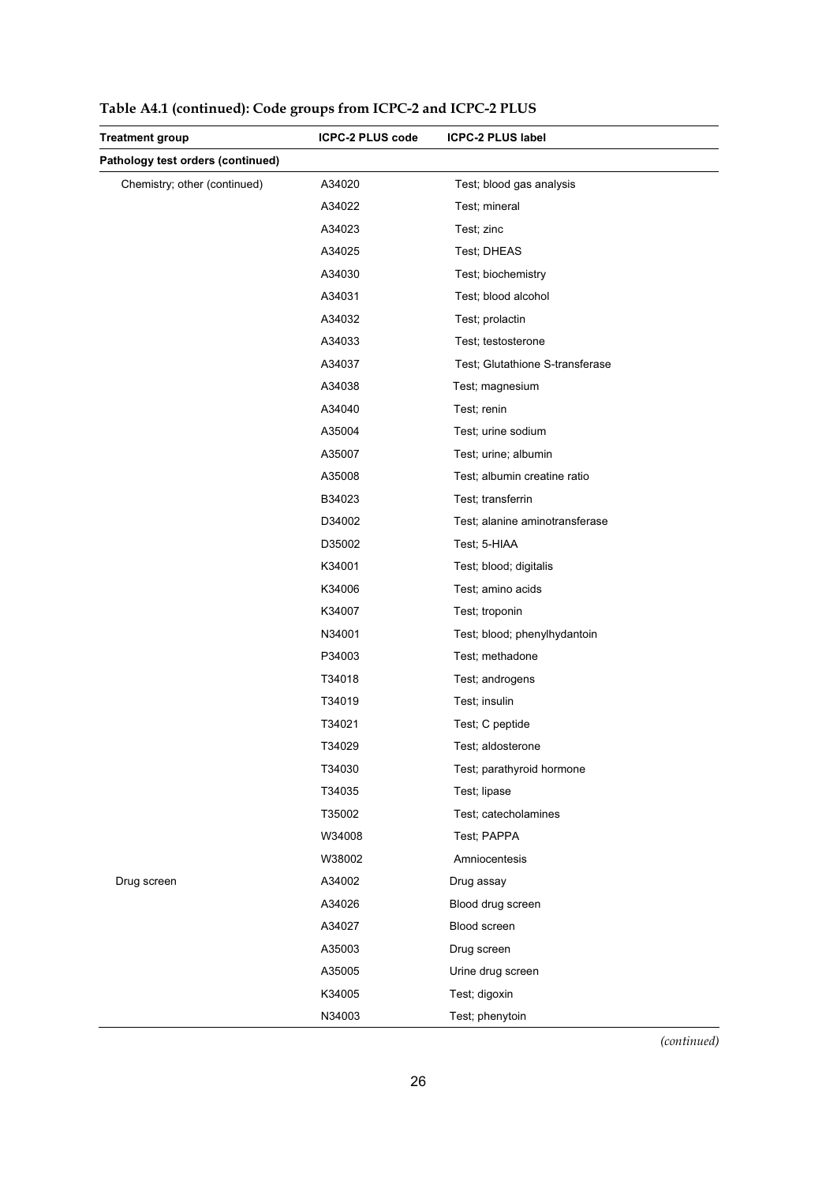**Table A4.1 (continued): Code groups from ICPC-2 and ICPC-2 PLUS**

| Treatment group | ICPC-2 PLUS code | ICPC-2 PLUS label |
|---|---|---|
| **Pathology test orders (continued)** | | |
| Chemistry; other (continued) | A34020 | Test; blood gas analysis |
| | A34022 | Test; mineral |
| | A34023 | Test; zinc |
| | A34025 | Test; DHEAS |
| | A34030 | Test; biochemistry |
| | A34031 | Test; blood alcohol |
| | A34032 | Test; prolactin |
| | A34033 | Test; testosterone |
| | A34037 | Test; Glutathione S-transferase |
| | A34038 | Test; magnesium |
| | A34040 | Test; renin |
| | A35004 | Test; urine sodium |
| | A35007 | Test; urine; albumin |
| | A35008 | Test; albumin creatine ratio |
| | B34023 | Test; transferrin |
| | D34002 | Test; alanine aminotransferase |
| | D35002 | Test; 5-HIAA |
| | K34001 | Test; blood; digitalis |
| | K34006 | Test; amino acids |
| | K34007 | Test; troponin |
| | N34001 | Test; blood; phenylhydantoin |
| | P34003 | Test; methadone |
| | T34018 | Test; androgens |
| | T34019 | Test; insulin |
| | T34021 | Test; C peptide |
| | T34029 | Test; aldosterone |
| | T34030 | Test; parathyroid hormone |
| | T34035 | Test; lipase |
| | T35002 | Test; catecholamines |
| | W34008 | Test; PAPPA |
| | W38002 | Amniocentesis |
| Drug screen | A34002 | Drug assay |
| | A34026 | Blood drug screen |
| | A34027 | Blood screen |
| | A35003 | Drug screen |
| | A35005 | Urine drug screen |
| | K34005 | Test; digoxin |
| | N34003 | Test; phenytoin |

*(continued)*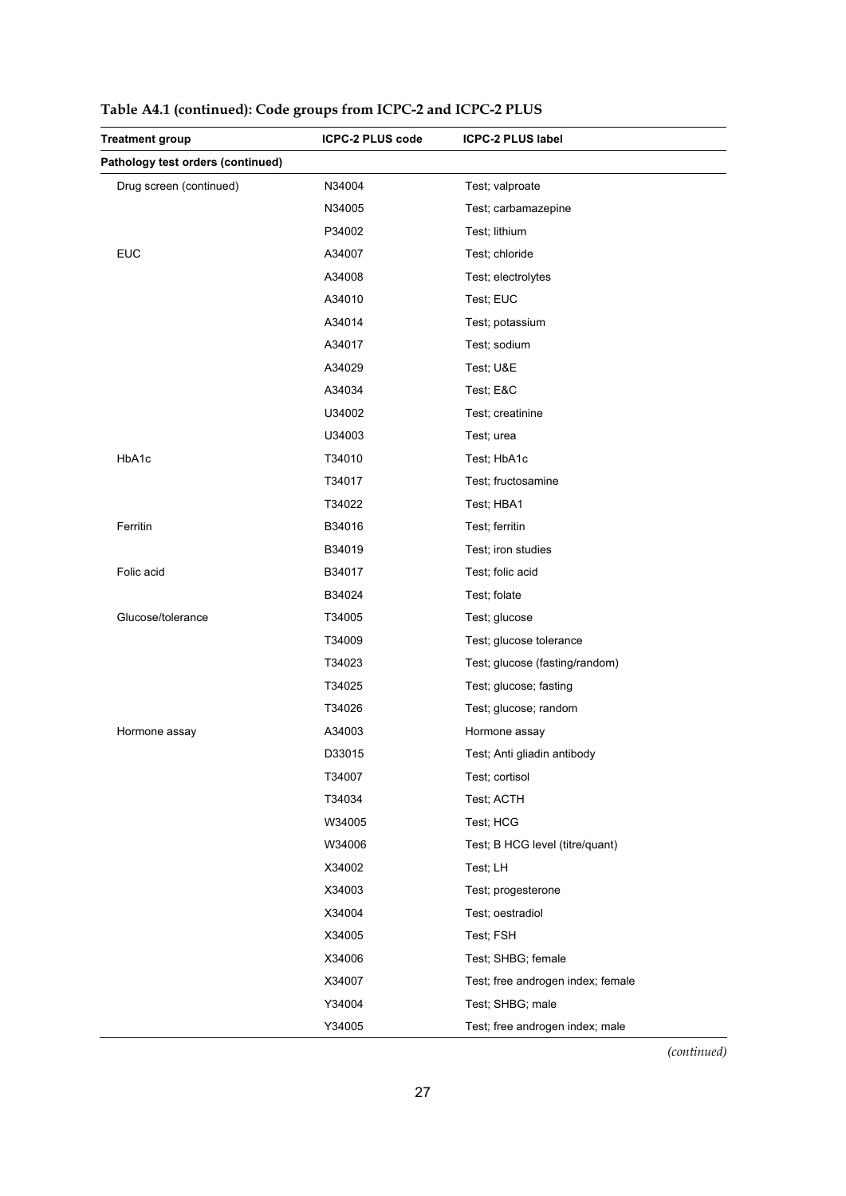**Table A4.1 (continued): Code groups from ICPC-2 and ICPC-2 PLUS**

| Treatment group | ICPC-2 PLUS code | ICPC-2 PLUS label |
|---|---|---|
| **Pathology test orders (continued)** | | |
| Drug screen (continued) | N34004 | Test; valproate |
| | N34005 | Test; carbamazepine |
| | P34002 | Test; lithium |
| EUC | A34007 | Test; chloride |
| | A34008 | Test; electrolytes |
| | A34010 | Test; EUC |
| | A34014 | Test; potassium |
| | A34017 | Test; sodium |
| | A34029 | Test; U&E |
| | A34034 | Test; E&C |
| | U34002 | Test; creatinine |
| | U34003 | Test; urea |
| HbA1c | T34010 | Test; HbA1c |
| | T34017 | Test; fructosamine |
| | T34022 | Test; HBA1 |
| Ferritin | B34016 | Test; ferritin |
| | B34019 | Test; iron studies |
| Folic acid | B34017 | Test; folic acid |
| | B34024 | Test; folate |
| Glucose/tolerance | T34005 | Test; glucose |
| | T34009 | Test; glucose tolerance |
| | T34023 | Test; glucose (fasting/random) |
| | T34025 | Test; glucose; fasting |
| | T34026 | Test; glucose; random |
| Hormone assay | A34003 | Hormone assay |
| | D33015 | Test; Anti gliadin antibody |
| | T34007 | Test; cortisol |
| | T34034 | Test; ACTH |
| | W34005 | Test; HCG |
| | W34006 | Test; B HCG level (titre/quant) |
| | X34002 | Test; LH |
| | X34003 | Test; progesterone |
| | X34004 | Test; oestradiol |
| | X34005 | Test; FSH |
| | X34006 | Test; SHBG; female |
| | X34007 | Test; free androgen index; female |
| | Y34004 | Test; SHBG; male |
| | Y34005 | Test; free androgen index; male |

*(continued)*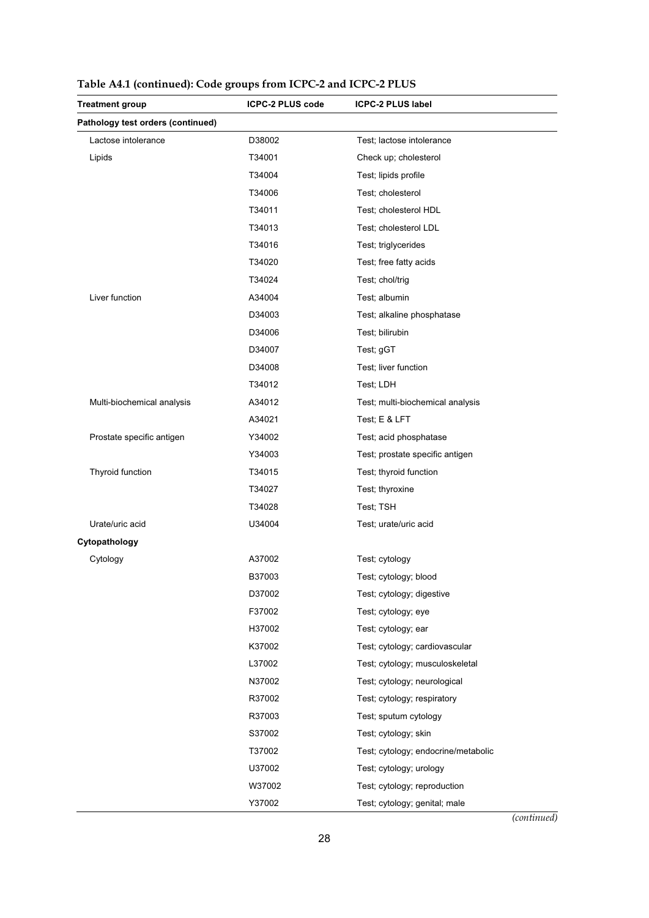**Table A4.1 (continued): Code groups from ICPC-2 and ICPC-2 PLUS**

| Treatment group | ICPC-2 PLUS code | ICPC-2 PLUS label |
|---|---|---|
| **Pathology test orders (continued)** | | |
| Lactose intolerance | D38002 | Test; lactose intolerance |
| Lipids | T34001 | Check up; cholesterol |
| | T34004 | Test; lipids profile |
| | T34006 | Test; cholesterol |
| | T34011 | Test; cholesterol HDL |
| | T34013 | Test; cholesterol LDL |
| | T34016 | Test; triglycerides |
| | T34020 | Test; free fatty acids |
| | T34024 | Test; chol/trig |
| Liver function | A34004 | Test; albumin |
| | D34003 | Test; alkaline phosphatase |
| | D34006 | Test; bilirubin |
| | D34007 | Test; gGT |
| | D34008 | Test; liver function |
| | T34012 | Test; LDH |
| Multi-biochemical analysis | A34012 | Test; multi-biochemical analysis |
| | A34021 | Test; E & LFT |
| Prostate specific antigen | Y34002 | Test; acid phosphatase |
| | Y34003 | Test; prostate specific antigen |
| Thyroid function | T34015 | Test; thyroid function |
| | T34027 | Test; thyroxine |
| | T34028 | Test; TSH |
| Urate/uric acid | U34004 | Test; urate/uric acid |
| **Cytopathology** | | |
| Cytology | A37002 | Test; cytology |
| | B37003 | Test; cytology; blood |
| | D37002 | Test; cytology; digestive |
| | F37002 | Test; cytology; eye |
| | H37002 | Test; cytology; ear |
| | K37002 | Test; cytology; cardiovascular |
| | L37002 | Test; cytology; musculoskeletal |
| | N37002 | Test; cytology; neurological |
| | R37002 | Test; cytology; respiratory |
| | R37003 | Test; sputum cytology |
| | S37002 | Test; cytology; skin |
| | T37002 | Test; cytology; endocrine/metabolic |
| | U37002 | Test; cytology; urology |
| | W37002 | Test; cytology; reproduction |
| | Y37002 | Test; cytology; genital; male |

*(continued)*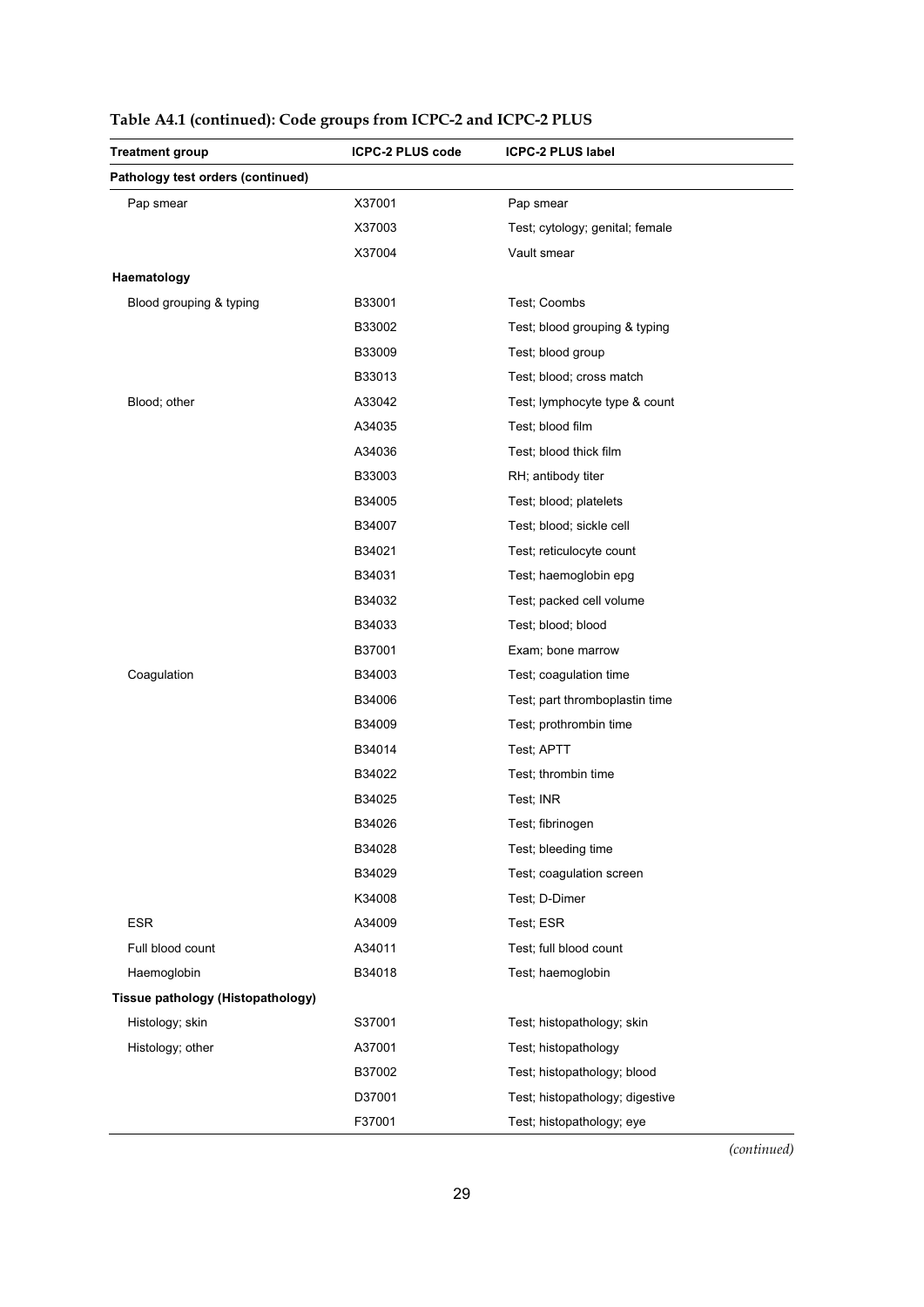**Table A4.1 (continued): Code groups from ICPC-2 and ICPC-2 PLUS**

| Treatment group | ICPC-2 PLUS code | ICPC-2 PLUS label |
|---|---|---|
| **Pathology test orders (continued)** | | |
| Pap smear | X37001 | Pap smear |
| | X37003 | Test; cytology; genital; female |
| | X37004 | Vault smear |
| **Haematology** | | |
| Blood grouping & typing | B33001 | Test; Coombs |
| | B33002 | Test; blood grouping & typing |
| | B33009 | Test; blood group |
| | B33013 | Test; blood; cross match |
| Blood; other | A33042 | Test; lymphocyte type & count |
| | A34035 | Test; blood film |
| | A34036 | Test; blood thick film |
| | B33003 | RH; antibody titer |
| | B34005 | Test; blood; platelets |
| | B34007 | Test; blood; sickle cell |
| | B34021 | Test; reticulocyte count |
| | B34031 | Test; haemoglobin epg |
| | B34032 | Test; packed cell volume |
| | B34033 | Test; blood; blood |
| | B37001 | Exam; bone marrow |
| Coagulation | B34003 | Test; coagulation time |
| | B34006 | Test; part thromboplastin time |
| | B34009 | Test; prothrombin time |
| | B34014 | Test; APTT |
| | B34022 | Test; thrombin time |
| | B34025 | Test; INR |
| | B34026 | Test; fibrinogen |
| | B34028 | Test; bleeding time |
| | B34029 | Test; coagulation screen |
| | K34008 | Test; D-Dimer |
| ESR | A34009 | Test; ESR |
| Full blood count | A34011 | Test; full blood count |
| Haemoglobin | B34018 | Test; haemoglobin |
| **Tissue pathology (Histopathology)** | | |
| Histology; skin | S37001 | Test; histopathology; skin |
| Histology; other | A37001 | Test; histopathology |
| | B37002 | Test; histopathology; blood |
| | D37001 | Test; histopathology; digestive |
| | F37001 | Test; histopathology; eye |

*(continued)*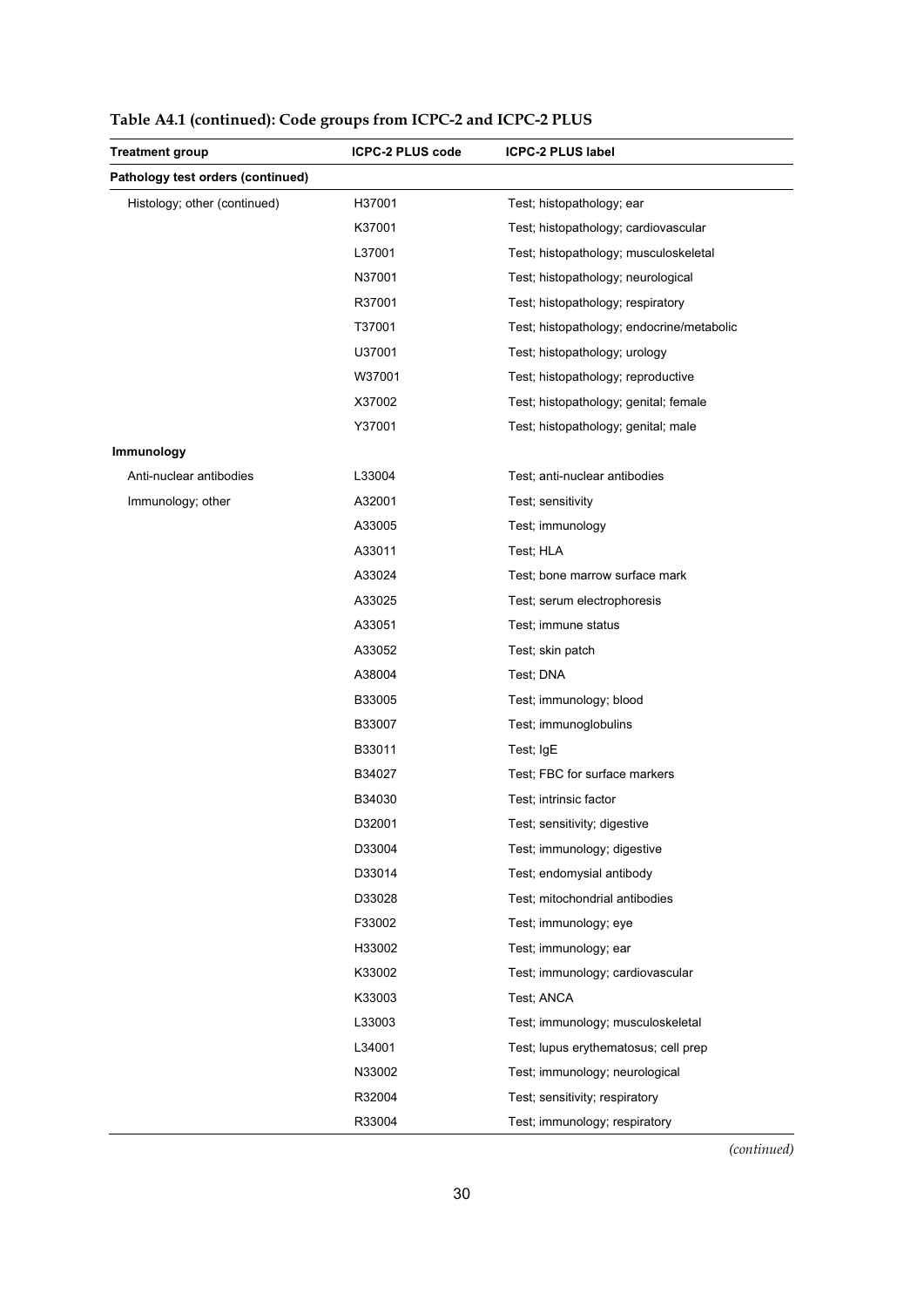**Table A4.1 (continued): Code groups from ICPC-2 and ICPC-2 PLUS**

| Treatment group | ICPC-2 PLUS code | ICPC-2 PLUS label |
|---|---|---|
| **Pathology test orders (continued)** | | |
| Histology; other (continued) | H37001 | Test; histopathology; ear |
| | K37001 | Test; histopathology; cardiovascular |
| | L37001 | Test; histopathology; musculoskeletal |
| | N37001 | Test; histopathology; neurological |
| | R37001 | Test; histopathology; respiratory |
| | T37001 | Test; histopathology; endocrine/metabolic |
| | U37001 | Test; histopathology; urology |
| | W37001 | Test; histopathology; reproductive |
| | X37002 | Test; histopathology; genital; female |
| | Y37001 | Test; histopathology; genital; male |
| **Immunology** | | |
| Anti-nuclear antibodies | L33004 | Test; anti-nuclear antibodies |
| Immunology; other | A32001 | Test; sensitivity |
| | A33005 | Test; immunology |
| | A33011 | Test; HLA |
| | A33024 | Test; bone marrow surface mark |
| | A33025 | Test; serum electrophoresis |
| | A33051 | Test; immune status |
| | A33052 | Test; skin patch |
| | A38004 | Test; DNA |
| | B33005 | Test; immunology; blood |
| | B33007 | Test; immunoglobulins |
| | B33011 | Test; IgE |
| | B34027 | Test; FBC for surface markers |
| | B34030 | Test; intrinsic factor |
| | D32001 | Test; sensitivity; digestive |
| | D33004 | Test; immunology; digestive |
| | D33014 | Test; endomysial antibody |
| | D33028 | Test; mitochondrial antibodies |
| | F33002 | Test; immunology; eye |
| | H33002 | Test; immunology; ear |
| | K33002 | Test; immunology; cardiovascular |
| | K33003 | Test; ANCA |
| | L33003 | Test; immunology; musculoskeletal |
| | L34001 | Test; lupus erythematosus; cell prep |
| | N33002 | Test; immunology; neurological |
| | R32004 | Test; sensitivity; respiratory |
| | R33004 | Test; immunology; respiratory |

*(continued)*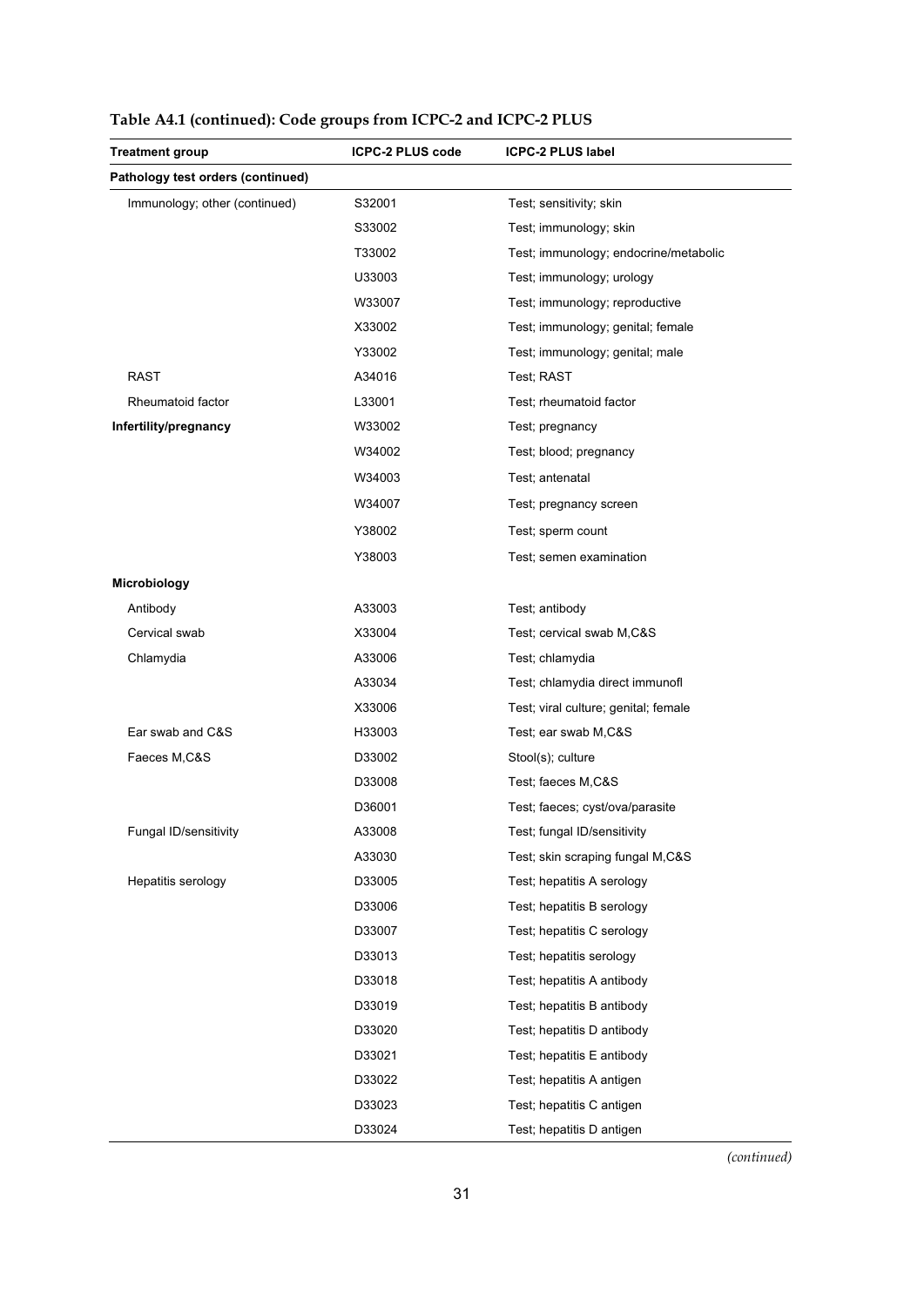**Table A4.1 (continued): Code groups from ICPC-2 and ICPC-2 PLUS**

| Treatment group | ICPC-2 PLUS code | ICPC-2 PLUS label |
|---|---|---|
| **Pathology test orders (continued)** | | |
| Immunology; other (continued) | S32001 | Test; sensitivity; skin |
| | S33002 | Test; immunology; skin |
| | T33002 | Test; immunology; endocrine/metabolic |
| | U33003 | Test; immunology; urology |
| | W33007 | Test; immunology; reproductive |
| | X33002 | Test; immunology; genital; female |
| | Y33002 | Test; immunology; genital; male |
| RAST | A34016 | Test; RAST |
| Rheumatoid factor | L33001 | Test; rheumatoid factor |
| **Infertility/pregnancy** | W33002 | Test; pregnancy |
| | W34002 | Test; blood; pregnancy |
| | W34003 | Test; antenatal |
| | W34007 | Test; pregnancy screen |
| | Y38002 | Test; sperm count |
| | Y38003 | Test; semen examination |
| **Microbiology** | | |
| Antibody | A33003 | Test; antibody |
| Cervical swab | X33004 | Test; cervical swab M,C&S |
| Chlamydia | A33006 | Test; chlamydia |
| | A33034 | Test; chlamydia direct immunofl |
| | X33006 | Test; viral culture; genital; female |
| Ear swab and C&S | H33003 | Test; ear swab M,C&S |
| Faeces M,C&S | D33002 | Stool(s); culture |
| | D33008 | Test; faeces M,C&S |
| | D36001 | Test; faeces; cyst/ova/parasite |
| Fungal ID/sensitivity | A33008 | Test; fungal ID/sensitivity |
| | A33030 | Test; skin scraping fungal M,C&S |
| Hepatitis serology | D33005 | Test; hepatitis A serology |
| | D33006 | Test; hepatitis B serology |
| | D33007 | Test; hepatitis C serology |
| | D33013 | Test; hepatitis serology |
| | D33018 | Test; hepatitis A antibody |
| | D33019 | Test; hepatitis B antibody |
| | D33020 | Test; hepatitis D antibody |
| | D33021 | Test; hepatitis E antibody |
| | D33022 | Test; hepatitis A antigen |
| | D33023 | Test; hepatitis C antigen |
| | D33024 | Test; hepatitis D antigen |

*(continued)*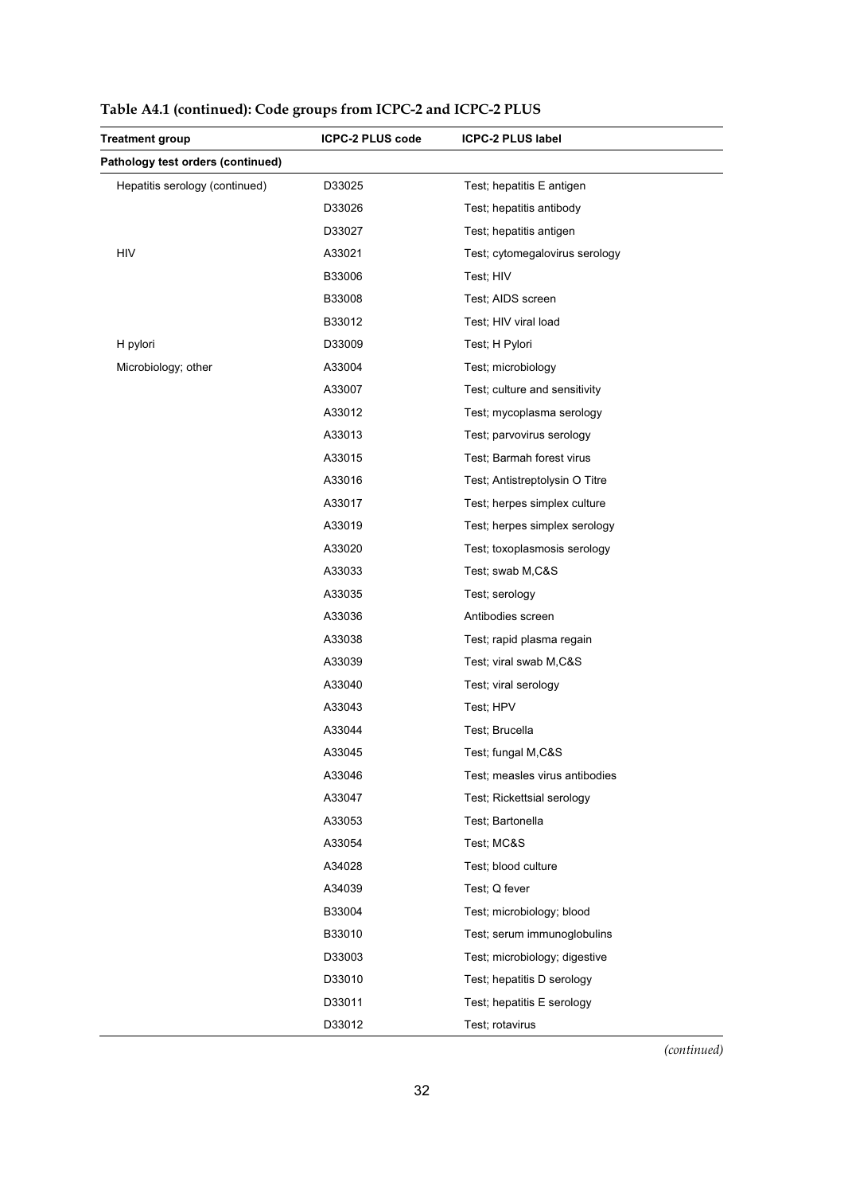**Table A4.1 (continued): Code groups from ICPC-2 and ICPC-2 PLUS**

| Treatment group | ICPC-2 PLUS code | ICPC-2 PLUS label |
|---|---|---|
| **Pathology test orders (continued)** | | |
| Hepatitis serology (continued) | D33025 | Test; hepatitis E antigen |
| | D33026 | Test; hepatitis antibody |
| | D33027 | Test; hepatitis antigen |
| HIV | A33021 | Test; cytomegalovirus serology |
| | B33006 | Test; HIV |
| | B33008 | Test; AIDS screen |
| | B33012 | Test; HIV viral load |
| H pylori | D33009 | Test; H Pylori |
| Microbiology; other | A33004 | Test; microbiology |
| | A33007 | Test; culture and sensitivity |
| | A33012 | Test; mycoplasma serology |
| | A33013 | Test; parvovirus serology |
| | A33015 | Test; Barmah forest virus |
| | A33016 | Test; Antistreptolysin O Titre |
| | A33017 | Test; herpes simplex culture |
| | A33019 | Test; herpes simplex serology |
| | A33020 | Test; toxoplasmosis serology |
| | A33033 | Test; swab M,C&S |
| | A33035 | Test; serology |
| | A33036 | Antibodies screen |
| | A33038 | Test; rapid plasma regain |
| | A33039 | Test; viral swab M,C&S |
| | A33040 | Test; viral serology |
| | A33043 | Test; HPV |
| | A33044 | Test; Brucella |
| | A33045 | Test; fungal M,C&S |
| | A33046 | Test; measles virus antibodies |
| | A33047 | Test; Rickettsial serology |
| | A33053 | Test; Bartonella |
| | A33054 | Test; MC&S |
| | A34028 | Test; blood culture |
| | A34039 | Test; Q fever |
| | B33004 | Test; microbiology; blood |
| | B33010 | Test; serum immunoglobulins |
| | D33003 | Test; microbiology; digestive |
| | D33010 | Test; hepatitis D serology |
| | D33011 | Test; hepatitis E serology |
| | D33012 | Test; rotavirus |

*(continued)*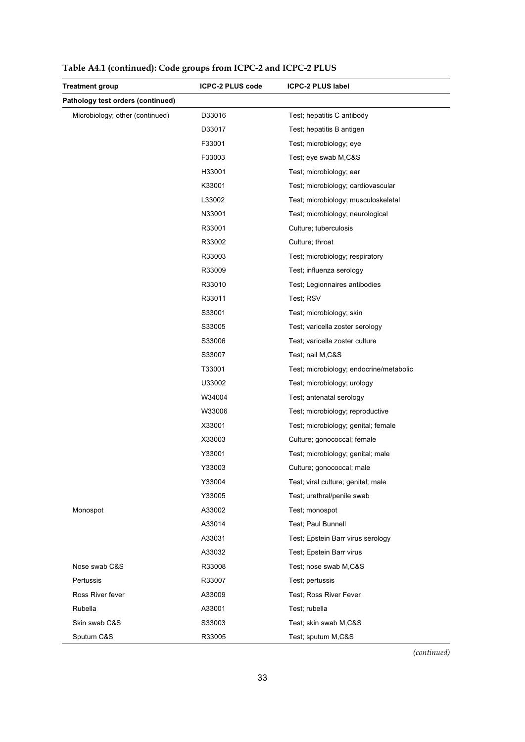**Table A4.1 (continued): Code groups from ICPC-2 and ICPC-2 PLUS**

| Treatment group | ICPC-2 PLUS code | ICPC-2 PLUS label |
|---|---|---|
| **Pathology test orders (continued)** | | |
| Microbiology; other (continued) | D33016 | Test; hepatitis C antibody |
| | D33017 | Test; hepatitis B antigen |
| | F33001 | Test; microbiology; eye |
| | F33003 | Test; eye swab M,C&S |
| | H33001 | Test; microbiology; ear |
| | K33001 | Test; microbiology; cardiovascular |
| | L33002 | Test; microbiology; musculoskeletal |
| | N33001 | Test; microbiology; neurological |
| | R33001 | Culture; tuberculosis |
| | R33002 | Culture; throat |
| | R33003 | Test; microbiology; respiratory |
| | R33009 | Test; influenza serology |
| | R33010 | Test; Legionnaires antibodies |
| | R33011 | Test; RSV |
| | S33001 | Test; microbiology; skin |
| | S33005 | Test; varicella zoster serology |
| | S33006 | Test; varicella zoster culture |
| | S33007 | Test; nail M,C&S |
| | T33001 | Test; microbiology; endocrine/metabolic |
| | U33002 | Test; microbiology; urology |
| | W34004 | Test; antenatal serology |
| | W33006 | Test; microbiology; reproductive |
| | X33001 | Test; microbiology; genital; female |
| | X33003 | Culture; gonococcal; female |
| | Y33001 | Test; microbiology; genital; male |
| | Y33003 | Culture; gonococcal; male |
| | Y33004 | Test; viral culture; genital; male |
| | Y33005 | Test; urethral/penile swab |
| Monospot | A33002 | Test; monospot |
| | A33014 | Test; Paul Bunnell |
| | A33031 | Test; Epstein Barr virus serology |
| | A33032 | Test; Epstein Barr virus |
| Nose swab C&S | R33008 | Test; nose swab M,C&S |
| Pertussis | R33007 | Test; pertussis |
| Ross River fever | A33009 | Test; Ross River Fever |
| Rubella | A33001 | Test; rubella |
| Skin swab C&S | S33003 | Test; skin swab M,C&S |
| Sputum C&S | R33005 | Test; sputum M,C&S |

*(continued)*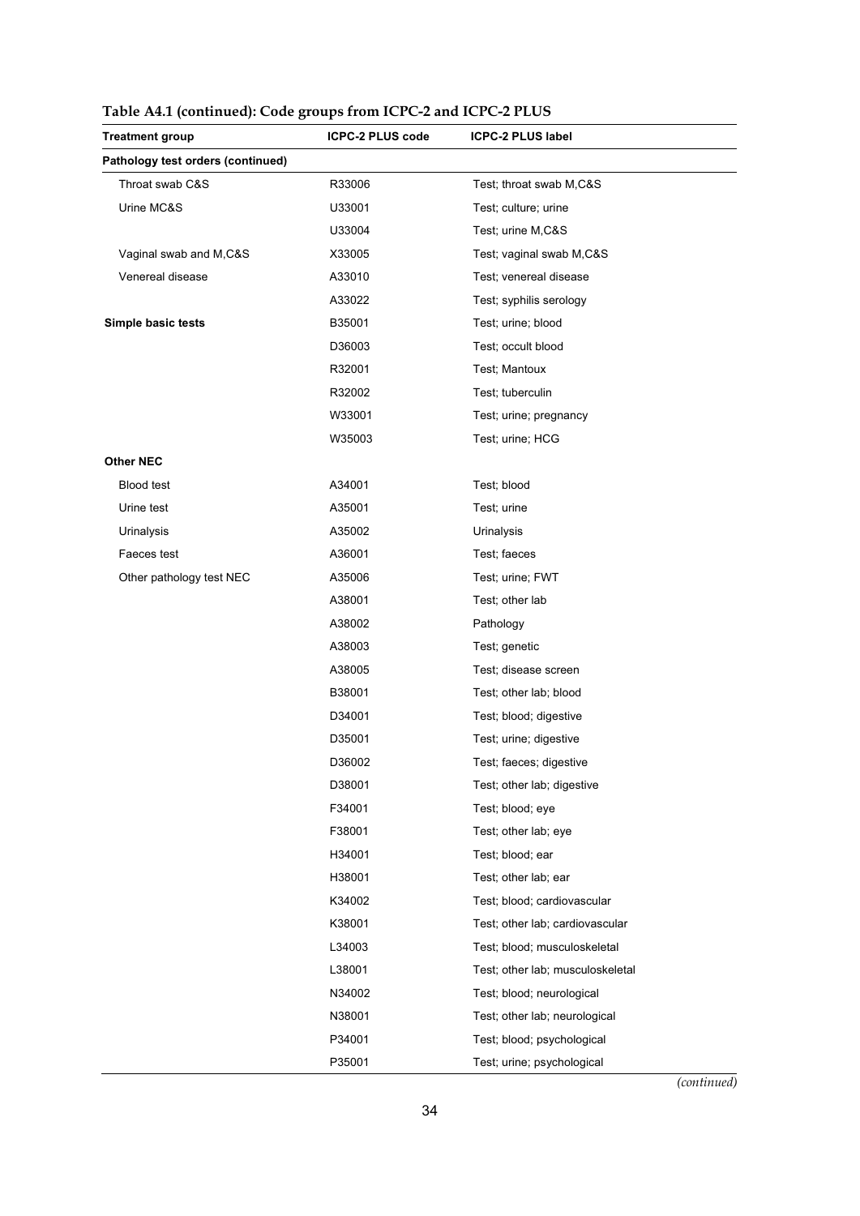**Table A4.1 (continued): Code groups from ICPC-2 and ICPC-2 PLUS**

| Treatment group | ICPC-2 PLUS code | ICPC-2 PLUS label |
|---|---|---|
| **Pathology test orders (continued)** | | |
| Throat swab C&S | R33006 | Test; throat swab M,C&S |
| Urine MC&S | U33001 | Test; culture; urine |
| | U33004 | Test; urine M,C&S |
| Vaginal swab and M,C&S | X33005 | Test; vaginal swab M,C&S |
| Venereal disease | A33010 | Test; venereal disease |
| | A33022 | Test; syphilis serology |
| **Simple basic tests** | B35001 | Test; urine; blood |
| | D36003 | Test; occult blood |
| | R32001 | Test; Mantoux |
| | R32002 | Test; tuberculin |
| | W33001 | Test; urine; pregnancy |
| | W35003 | Test; urine; HCG |
| **Other NEC** | | |
| Blood test | A34001 | Test; blood |
| Urine test | A35001 | Test; urine |
| Urinalysis | A35002 | Urinalysis |
| Faeces test | A36001 | Test; faeces |
| Other pathology test NEC | A35006 | Test; urine; FWT |
| | A38001 | Test; other lab |
| | A38002 | Pathology |
| | A38003 | Test; genetic |
| | A38005 | Test; disease screen |
| | B38001 | Test; other lab; blood |
| | D34001 | Test; blood; digestive |
| | D35001 | Test; urine; digestive |
| | D36002 | Test; faeces; digestive |
| | D38001 | Test; other lab; digestive |
| | F34001 | Test; blood; eye |
| | F38001 | Test; other lab; eye |
| | H34001 | Test; blood; ear |
| | H38001 | Test; other lab; ear |
| | K34002 | Test; blood; cardiovascular |
| | K38001 | Test; other lab; cardiovascular |
| | L34003 | Test; blood; musculoskeletal |
| | L38001 | Test; other lab; musculoskeletal |
| | N34002 | Test; blood; neurological |
| | N38001 | Test; other lab; neurological |
| | P34001 | Test; blood; psychological |
| | P35001 | Test; urine; psychological |

*(continued)*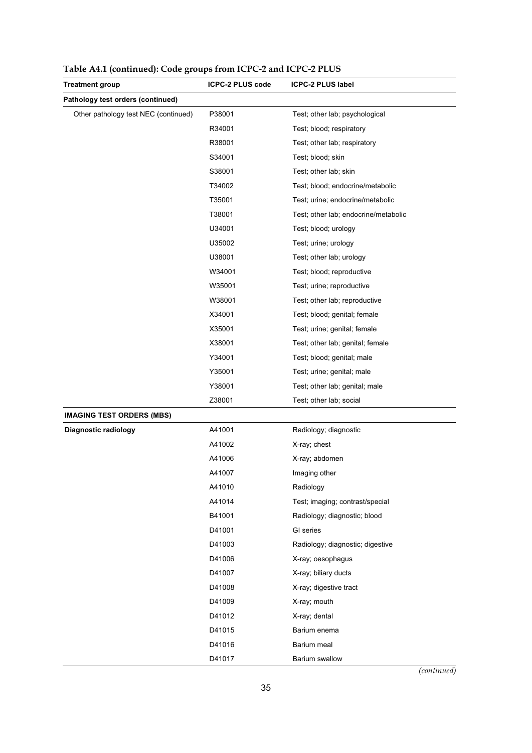**Table A4.1 (continued): Code groups from ICPC-2 and ICPC-2 PLUS**

| Treatment group | ICPC-2 PLUS code | ICPC-2 PLUS label |
|---|---|---|
| **Pathology test orders (continued)** | | |
| Other pathology test NEC (continued) | P38001 | Test; other lab; psychological |
| | R34001 | Test; blood; respiratory |
| | R38001 | Test; other lab; respiratory |
| | S34001 | Test; blood; skin |
| | S38001 | Test; other lab; skin |
| | T34002 | Test; blood; endocrine/metabolic |
| | T35001 | Test; urine; endocrine/metabolic |
| | T38001 | Test; other lab; endocrine/metabolic |
| | U34001 | Test; blood; urology |
| | U35002 | Test; urine; urology |
| | U38001 | Test; other lab; urology |
| | W34001 | Test; blood; reproductive |
| | W35001 | Test; urine; reproductive |
| | W38001 | Test; other lab; reproductive |
| | X34001 | Test; blood; genital; female |
| | X35001 | Test; urine; genital; female |
| | X38001 | Test; other lab; genital; female |
| | Y34001 | Test; blood; genital; male |
| | Y35001 | Test; urine; genital; male |
| | Y38001 | Test; other lab; genital; male |
| | Z38001 | Test; other lab; social |
| **IMAGING TEST ORDERS (MBS)** | | |
| **Diagnostic radiology** | A41001 | Radiology; diagnostic |
| | A41002 | X-ray; chest |
| | A41006 | X-ray; abdomen |
| | A41007 | Imaging other |
| | A41010 | Radiology |
| | A41014 | Test; imaging; contrast/special |
| | B41001 | Radiology; diagnostic; blood |
| | D41001 | GI series |
| | D41003 | Radiology; diagnostic; digestive |
| | D41006 | X-ray; oesophagus |
| | D41007 | X-ray; biliary ducts |
| | D41008 | X-ray; digestive tract |
| | D41009 | X-ray; mouth |
| | D41012 | X-ray; dental |
| | D41015 | Barium enema |
| | D41016 | Barium meal |
| | D41017 | Barium swallow |

*(continued)*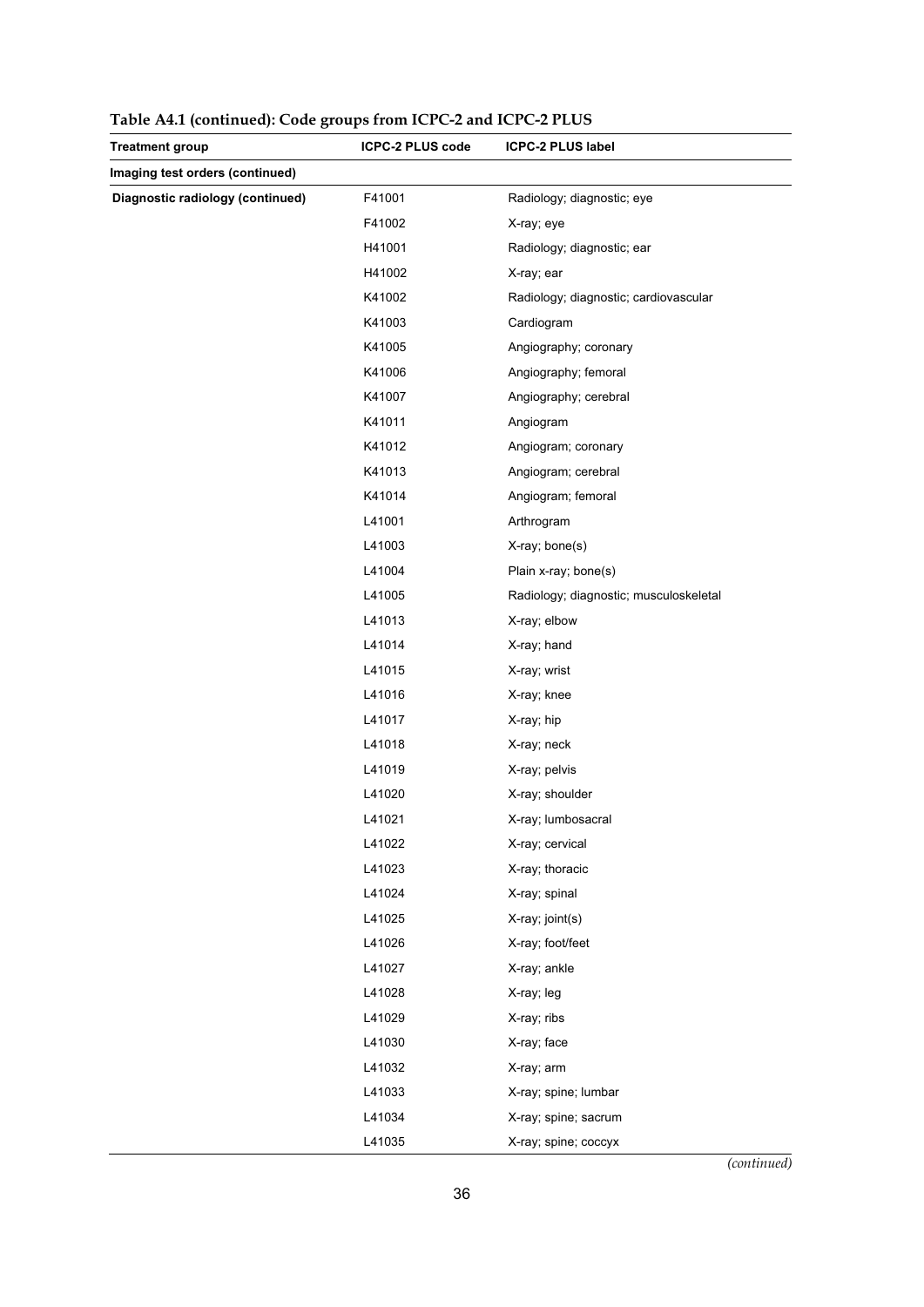**Table A4.1 (continued): Code groups from ICPC-2 and ICPC-2 PLUS**

| Treatment group | ICPC-2 PLUS code | ICPC-2 PLUS label |
|---|---|---|
| **Imaging test orders (continued)** | | |
| **Diagnostic radiology (continued)** | F41001 | Radiology; diagnostic; eye |
| | F41002 | X-ray; eye |
| | H41001 | Radiology; diagnostic; ear |
| | H41002 | X-ray; ear |
| | K41002 | Radiology; diagnostic; cardiovascular |
| | K41003 | Cardiogram |
| | K41005 | Angiography; coronary |
| | K41006 | Angiography; femoral |
| | K41007 | Angiography; cerebral |
| | K41011 | Angiogram |
| | K41012 | Angiogram; coronary |
| | K41013 | Angiogram; cerebral |
| | K41014 | Angiogram; femoral |
| | L41001 | Arthrogram |
| | L41003 | X-ray; bone(s) |
| | L41004 | Plain x-ray; bone(s) |
| | L41005 | Radiology; diagnostic; musculoskeletal |
| | L41013 | X-ray; elbow |
| | L41014 | X-ray; hand |
| | L41015 | X-ray; wrist |
| | L41016 | X-ray; knee |
| | L41017 | X-ray; hip |
| | L41018 | X-ray; neck |
| | L41019 | X-ray; pelvis |
| | L41020 | X-ray; shoulder |
| | L41021 | X-ray; lumbosacral |
| | L41022 | X-ray; cervical |
| | L41023 | X-ray; thoracic |
| | L41024 | X-ray; spinal |
| | L41025 | X-ray; joint(s) |
| | L41026 | X-ray; foot/feet |
| | L41027 | X-ray; ankle |
| | L41028 | X-ray; leg |
| | L41029 | X-ray; ribs |
| | L41030 | X-ray; face |
| | L41032 | X-ray; arm |
| | L41033 | X-ray; spine; lumbar |
| | L41034 | X-ray; spine; sacrum |
| | L41035 | X-ray; spine; coccyx |

*(continued)*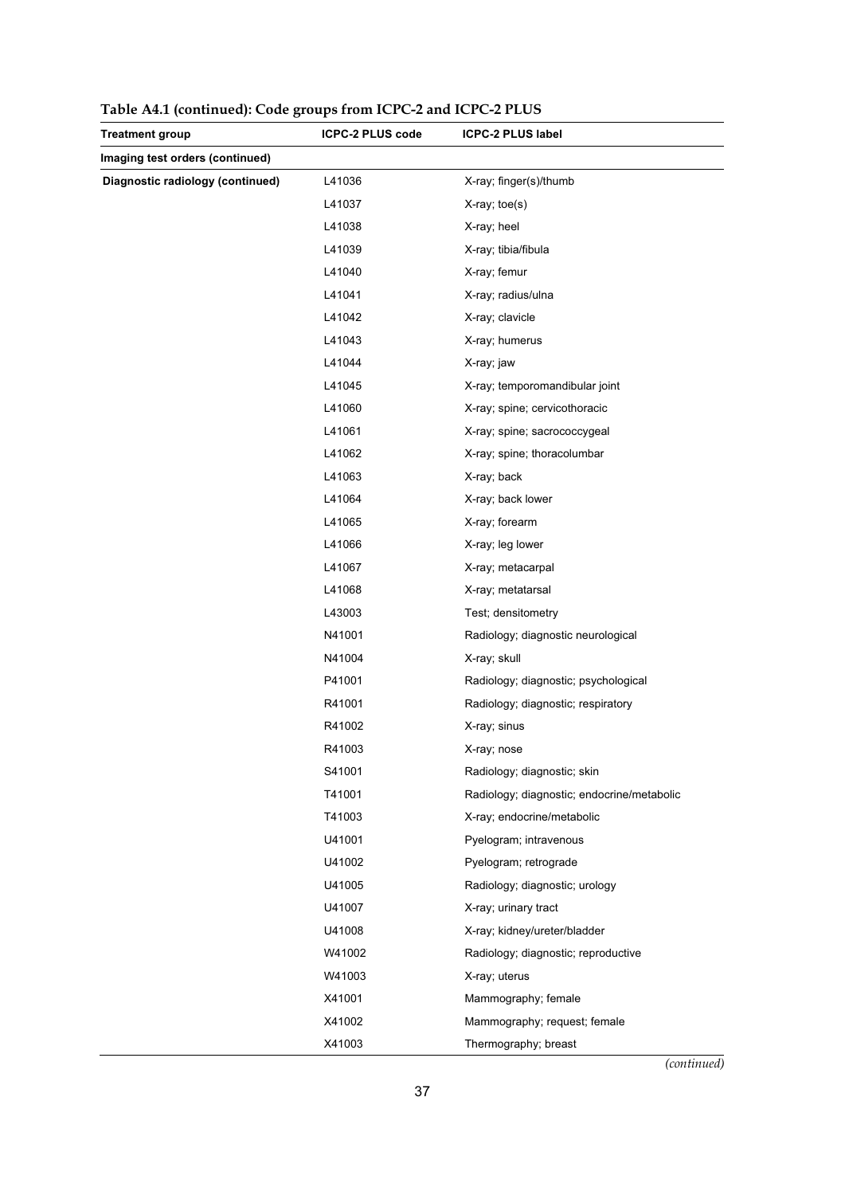**Table A4.1 (continued): Code groups from ICPC-2 and ICPC-2 PLUS**

| Treatment group | ICPC-2 PLUS code | ICPC-2 PLUS label |
|---|---|---|
| **Imaging test orders (continued)** | | |
| **Diagnostic radiology (continued)** | L41036 | X-ray; finger(s)/thumb |
| | L41037 | X-ray; toe(s) |
| | L41038 | X-ray; heel |
| | L41039 | X-ray; tibia/fibula |
| | L41040 | X-ray; femur |
| | L41041 | X-ray; radius/ulna |
| | L41042 | X-ray; clavicle |
| | L41043 | X-ray; humerus |
| | L41044 | X-ray; jaw |
| | L41045 | X-ray; temporomandibular joint |
| | L41060 | X-ray; spine; cervicothoracic |
| | L41061 | X-ray; spine; sacrococcygeal |
| | L41062 | X-ray; spine; thoracolumbar |
| | L41063 | X-ray; back |
| | L41064 | X-ray; back lower |
| | L41065 | X-ray; forearm |
| | L41066 | X-ray; leg lower |
| | L41067 | X-ray; metacarpal |
| | L41068 | X-ray; metatarsal |
| | L43003 | Test; densitometry |
| | N41001 | Radiology; diagnostic neurological |
| | N41004 | X-ray; skull |
| | P41001 | Radiology; diagnostic; psychological |
| | R41001 | Radiology; diagnostic; respiratory |
| | R41002 | X-ray; sinus |
| | R41003 | X-ray; nose |
| | S41001 | Radiology; diagnostic; skin |
| | T41001 | Radiology; diagnostic; endocrine/metabolic |
| | T41003 | X-ray; endocrine/metabolic |
| | U41001 | Pyelogram; intravenous |
| | U41002 | Pyelogram; retrograde |
| | U41005 | Radiology; diagnostic; urology |
| | U41007 | X-ray; urinary tract |
| | U41008 | X-ray; kidney/ureter/bladder |
| | W41002 | Radiology; diagnostic; reproductive |
| | W41003 | X-ray; uterus |
| | X41001 | Mammography; female |
| | X41002 | Mammography; request; female |
| | X41003 | Thermography; breast |

*(continued)*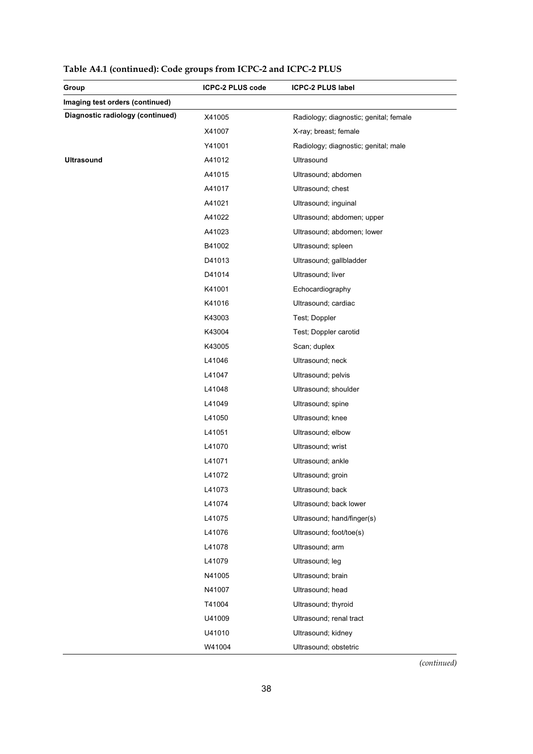**Table A4.1 (continued): Code groups from ICPC-2 and ICPC-2 PLUS**

| Group | ICPC-2 PLUS code | ICPC-2 PLUS label |
|---|---|---|
| **Imaging test orders (continued)** | | |
| **Diagnostic radiology (continued)** | X41005 | Radiology; diagnostic; genital; female |
| | X41007 | X-ray; breast; female |
| | Y41001 | Radiology; diagnostic; genital; male |
| **Ultrasound** | A41012 | Ultrasound |
| | A41015 | Ultrasound; abdomen |
| | A41017 | Ultrasound; chest |
| | A41021 | Ultrasound; inguinal |
| | A41022 | Ultrasound; abdomen; upper |
| | A41023 | Ultrasound; abdomen; lower |
| | B41002 | Ultrasound; spleen |
| | D41013 | Ultrasound; gallbladder |
| | D41014 | Ultrasound; liver |
| | K41001 | Echocardiography |
| | K41016 | Ultrasound; cardiac |
| | K43003 | Test; Doppler |
| | K43004 | Test; Doppler carotid |
| | K43005 | Scan; duplex |
| | L41046 | Ultrasound; neck |
| | L41047 | Ultrasound; pelvis |
| | L41048 | Ultrasound; shoulder |
| | L41049 | Ultrasound; spine |
| | L41050 | Ultrasound; knee |
| | L41051 | Ultrasound; elbow |
| | L41070 | Ultrasound; wrist |
| | L41071 | Ultrasound; ankle |
| | L41072 | Ultrasound; groin |
| | L41073 | Ultrasound; back |
| | L41074 | Ultrasound; back lower |
| | L41075 | Ultrasound; hand/finger(s) |
| | L41076 | Ultrasound; foot/toe(s) |
| | L41078 | Ultrasound; arm |
| | L41079 | Ultrasound; leg |
| | N41005 | Ultrasound; brain |
| | N41007 | Ultrasound; head |
| | T41004 | Ultrasound; thyroid |
| | U41009 | Ultrasound; renal tract |
| | U41010 | Ultrasound; kidney |
| | W41004 | Ultrasound; obstetric |

*(continued)*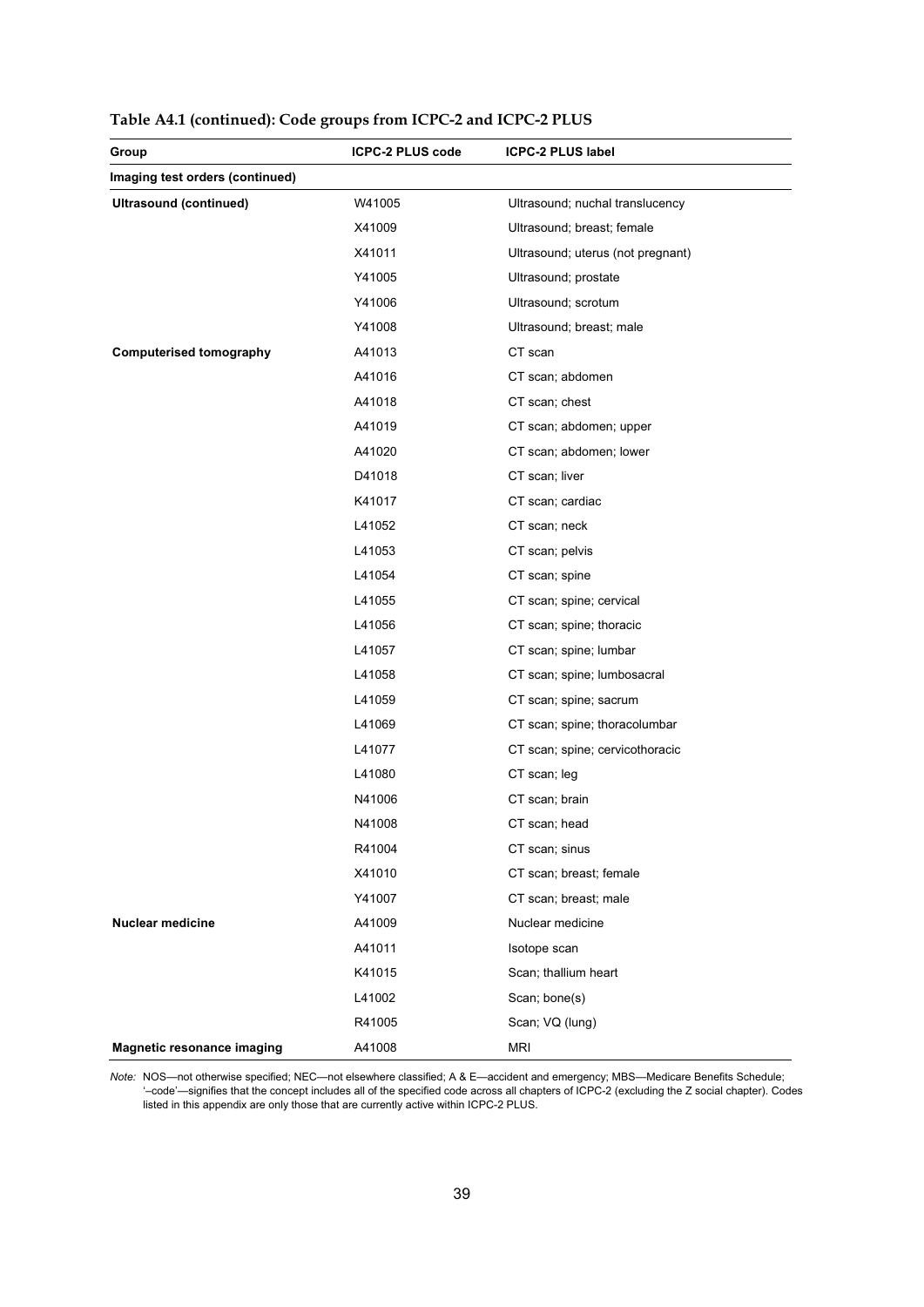**Table A4.1 (continued): Code groups from ICPC-2 and ICPC-2 PLUS**

| Group | ICPC-2 PLUS code | ICPC-2 PLUS label |
|---|---|---|
| **Imaging test orders (continued)** | | |
| **Ultrasound (continued)** | W41005 | Ultrasound; nuchal translucency |
| | X41009 | Ultrasound; breast; female |
| | X41011 | Ultrasound; uterus (not pregnant) |
| | Y41005 | Ultrasound; prostate |
| | Y41006 | Ultrasound; scrotum |
| | Y41008 | Ultrasound; breast; male |
| **Computerised tomography** | A41013 | CT scan |
| | A41016 | CT scan; abdomen |
| | A41018 | CT scan; chest |
| | A41019 | CT scan; abdomen; upper |
| | A41020 | CT scan; abdomen; lower |
| | D41018 | CT scan; liver |
| | K41017 | CT scan; cardiac |
| | L41052 | CT scan; neck |
| | L41053 | CT scan; pelvis |
| | L41054 | CT scan; spine |
| | L41055 | CT scan; spine; cervical |
| | L41056 | CT scan; spine; thoracic |
| | L41057 | CT scan; spine; lumbar |
| | L41058 | CT scan; spine; lumbosacral |
| | L41059 | CT scan; spine; sacrum |
| | L41069 | CT scan; spine; thoracolumbar |
| | L41077 | CT scan; spine; cervicothoracic |
| | L41080 | CT scan; leg |
| | N41006 | CT scan; brain |
| | N41008 | CT scan; head |
| | R41004 | CT scan; sinus |
| | X41010 | CT scan; breast; female |
| | Y41007 | CT scan; breast; male |
| **Nuclear medicine** | A41009 | Nuclear medicine |
| | A41011 | Isotope scan |
| | K41015 | Scan; thallium heart |
| | L41002 | Scan; bone(s) |
| | R41005 | Scan; VQ (lung) |
| **Magnetic resonance imaging** | A41008 | MRI |

*Note:* NOS—not otherwise specified; NEC—not elsewhere classified; A & E—accident and emergency; MBS—Medicare Benefits Schedule; '–code'—signifies that the concept includes all of the specified code across all chapters of ICPC-2 (excluding the Z social chapter). Codes listed in this appendix are only those that are currently active within ICPC-2 PLUS.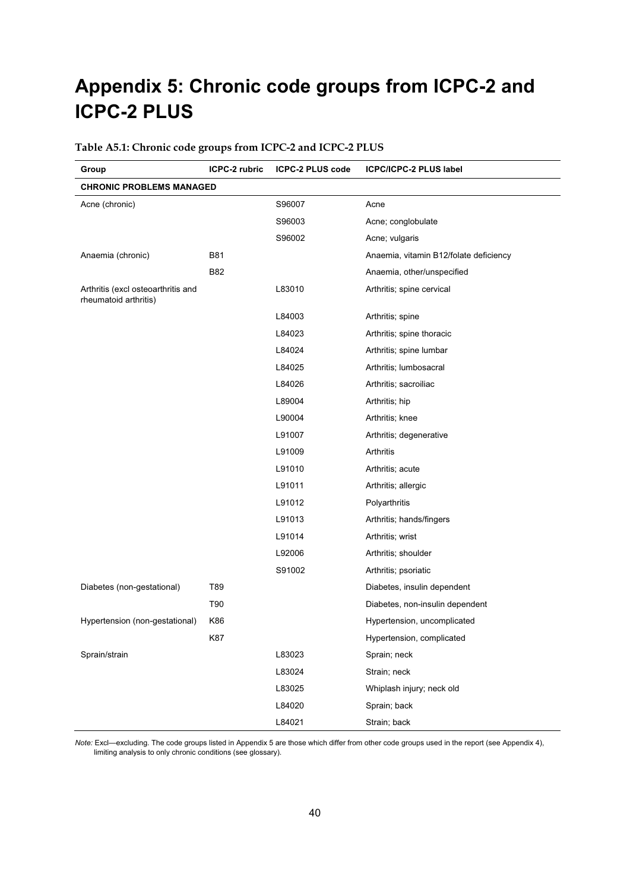# Appendix 5: Chronic code groups from ICPC-2 and ICPC-2 PLUS

**Table A5.1: Chronic code groups from ICPC-2 and ICPC-2 PLUS**

| Group | ICPC-2 rubric | ICPC-2 PLUS code | ICPC/ICPC-2 PLUS label |
|---|---|---|---|
| **CHRONIC PROBLEMS MANAGED** | | | |
| Acne (chronic) | | S96007 | Acne |
| | | S96003 | Acne; conglobulate |
| | | S96002 | Acne; vulgaris |
| Anaemia (chronic) | B81 | | Anaemia, vitamin B12/folate deficiency |
| | B82 | | Anaemia, other/unspecified |
| Arthritis (excl osteoarthritis and rheumatoid arthritis) | | L83010 | Arthritis; spine cervical |
| | | L84003 | Arthritis; spine |
| | | L84023 | Arthritis; spine thoracic |
| | | L84024 | Arthritis; spine lumbar |
| | | L84025 | Arthritis; lumbosacral |
| | | L84026 | Arthritis; sacroiliac |
| | | L89004 | Arthritis; hip |
| | | L90004 | Arthritis; knee |
| | | L91007 | Arthritis; degenerative |
| | | L91009 | Arthritis |
| | | L91010 | Arthritis; acute |
| | | L91011 | Arthritis; allergic |
| | | L91012 | Polyarthritis |
| | | L91013 | Arthritis; hands/fingers |
| | | L91014 | Arthritis; wrist |
| | | L92006 | Arthritis; shoulder |
| | | S91002 | Arthritis; psoriatic |
| Diabetes (non-gestational) | T89 | | Diabetes, insulin dependent |
| | T90 | | Diabetes, non-insulin dependent |
| Hypertension (non-gestational) | K86 | | Hypertension, uncomplicated |
| | K87 | | Hypertension, complicated |
| Sprain/strain | | L83023 | Sprain; neck |
| | | L83024 | Strain; neck |
| | | L83025 | Whiplash injury; neck old |
| | | L84020 | Sprain; back |
| | | L84021 | Strain; back |

*Note:* Excl—excluding. The code groups listed in Appendix 5 are those which differ from other code groups used in the report (see Appendix 4), limiting analysis to only chronic conditions (see glossary).